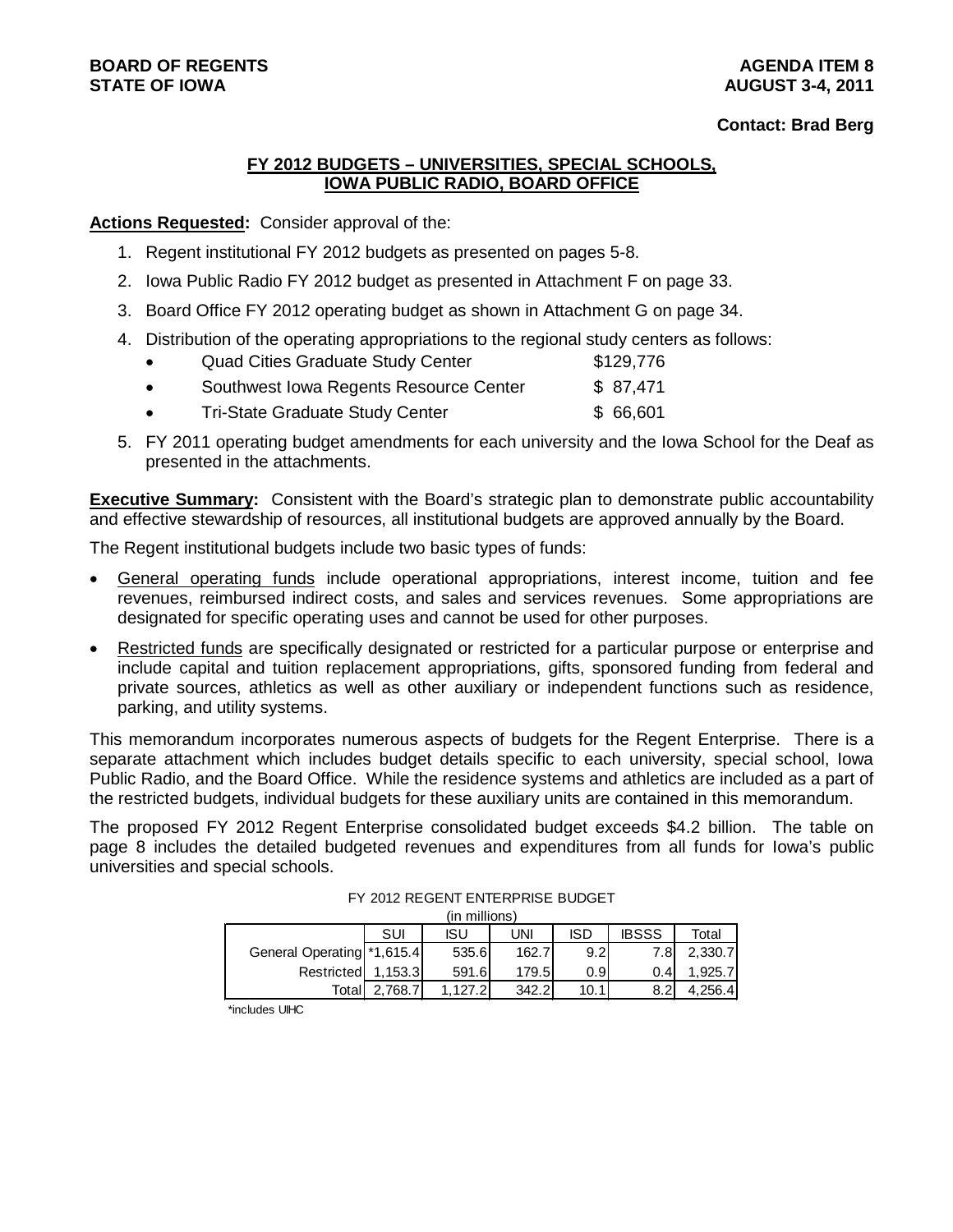**BOARD OF REGENTS**
**STATE OF IOWA**

**AGENDA ITEM 8**
**AUGUST 3-4, 2011**

**Contact: Brad Berg**

## FY 2012 BUDGETS – UNIVERSITIES, SPECIAL SCHOOLS, IOWA PUBLIC RADIO, BOARD OFFICE

**Actions Requested:** Consider approval of the:

1. Regent institutional FY 2012 budgets as presented on pages 5-8.
2. Iowa Public Radio FY 2012 budget as presented in Attachment F on page 33.
3. Board Office FY 2012 operating budget as shown in Attachment G on page 34.
4. Distribution of the operating appropriations to the regional study centers as follows:
   - Quad Cities Graduate Study Center $129,776
   - Southwest Iowa Regents Resource Center $ 87,471
   - Tri-State Graduate Study Center $ 66,601
5. FY 2011 operating budget amendments for each university and the Iowa School for the Deaf as presented in the attachments.

**Executive Summary:** Consistent with the Board's strategic plan to demonstrate public accountability and effective stewardship of resources, all institutional budgets are approved annually by the Board.

The Regent institutional budgets include two basic types of funds:

- General operating funds include operational appropriations, interest income, tuition and fee revenues, reimbursed indirect costs, and sales and services revenues. Some appropriations are designated for specific operating uses and cannot be used for other purposes.
- Restricted funds are specifically designated or restricted for a particular purpose or enterprise and include capital and tuition replacement appropriations, gifts, sponsored funding from federal and private sources, athletics as well as other auxiliary or independent functions such as residence, parking, and utility systems.

This memorandum incorporates numerous aspects of budgets for the Regent Enterprise. There is a separate attachment which includes budget details specific to each university, special school, Iowa Public Radio, and the Board Office. While the residence systems and athletics are included as a part of the restricted budgets, individual budgets for these auxiliary units are contained in this memorandum.

The proposed FY 2012 Regent Enterprise consolidated budget exceeds $4.2 billion. The table on page 8 includes the detailed budgeted revenues and expenditures from all funds for Iowa's public universities and special schools.

FY 2012 REGENT ENTERPRISE BUDGET
(in millions)

| | SUI | ISU | UNI | ISD | IBSSS | Total |
|---|---|---|---|---|---|---|
| General Operating | *1,615.4 | 535.6 | 162.7 | 9.2 | 7.8 | 2,330.7 |
| Restricted | 1,153.3 | 591.6 | 179.5 | 0.9 | 0.4 | 1,925.7 |
| Total | 2,768.7 | 1,127.2 | 342.2 | 10.1 | 8.2 | 4,256.4 |

*includes UIHC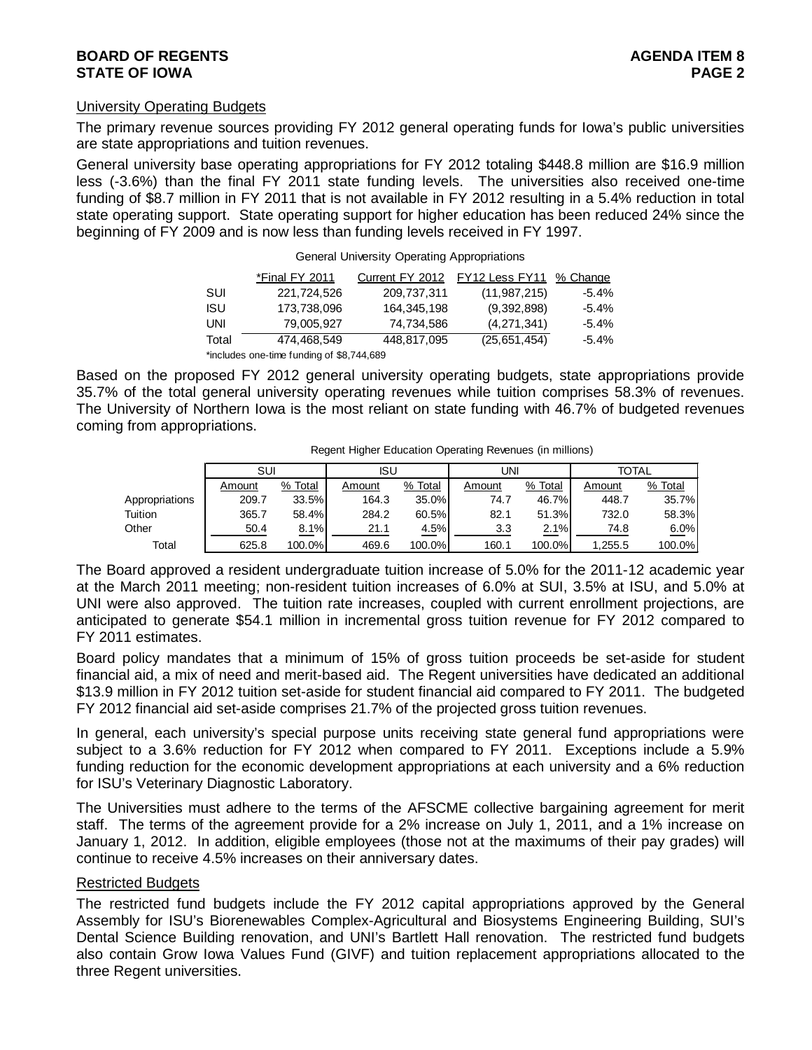## University Operating Budgets

The primary revenue sources providing FY 2012 general operating funds for Iowa's public universities are state appropriations and tuition revenues.

General university base operating appropriations for FY 2012 totaling $448.8 million are $16.9 million less (-3.6%) than the final FY 2011 state funding levels. The universities also received one-time funding of $8.7 million in FY 2011 that is not available in FY 2012 resulting in a 5.4% reduction in total state operating support. State operating support for higher education has been reduced 24% since the beginning of FY 2009 and is now less than funding levels received in FY 1997.

General University Operating Appropriations

| | *Final FY 2011 | Current FY 2012 | FY12 Less FY11 | % Change |
|---|---|---|---|---|
| SUI | 221,724,526 | 209,737,311 | (11,987,215) | -5.4% |
| ISU | 173,738,096 | 164,345,198 | (9,392,898) | -5.4% |
| UNI | 79,005,927 | 74,734,586 | (4,271,341) | -5.4% |
| Total | 474,468,549 | 448,817,095 | (25,651,454) | -5.4% |

*includes one-time funding of $8,744,689

Based on the proposed FY 2012 general university operating budgets, state appropriations provide 35.7% of the total general university operating revenues while tuition comprises 58.3% of revenues. The University of Northern Iowa is the most reliant on state funding with 46.7% of budgeted revenues coming from appropriations.

Regent Higher Education Operating Revenues (in millions)

| | SUI | | ISU | | UNI | | TOTAL | |
|---|---|---|---|---|---|---|---|---|
| | Amount | % Total | Amount | % Total | Amount | % Total | Amount | % Total |
| Appropriations | 209.7 | 33.5% | 164.3 | 35.0% | 74.7 | 46.7% | 448.7 | 35.7% |
| Tuition | 365.7 | 58.4% | 284.2 | 60.5% | 82.1 | 51.3% | 732.0 | 58.3% |
| Other | 50.4 | 8.1% | 21.1 | 4.5% | 3.3 | 2.1% | 74.8 | 6.0% |
| Total | 625.8 | 100.0% | 469.6 | 100.0% | 160.1 | 100.0% | 1,255.5 | 100.0% |

The Board approved a resident undergraduate tuition increase of 5.0% for the 2011-12 academic year at the March 2011 meeting; non-resident tuition increases of 6.0% at SUI, 3.5% at ISU, and 5.0% at UNI were also approved. The tuition rate increases, coupled with current enrollment projections, are anticipated to generate $54.1 million in incremental gross tuition revenue for FY 2012 compared to FY 2011 estimates.

Board policy mandates that a minimum of 15% of gross tuition proceeds be set-aside for student financial aid, a mix of need and merit-based aid. The Regent universities have dedicated an additional $13.9 million in FY 2012 tuition set-aside for student financial aid compared to FY 2011. The budgeted FY 2012 financial aid set-aside comprises 21.7% of the projected gross tuition revenues.

In general, each university's special purpose units receiving state general fund appropriations were subject to a 3.6% reduction for FY 2012 when compared to FY 2011. Exceptions include a 5.9% funding reduction for the economic development appropriations at each university and a 6% reduction for ISU's Veterinary Diagnostic Laboratory.

The Universities must adhere to the terms of the AFSCME collective bargaining agreement for merit staff. The terms of the agreement provide for a 2% increase on July 1, 2011, and a 1% increase on January 1, 2012. In addition, eligible employees (those not at the maximums of their pay grades) will continue to receive 4.5% increases on their anniversary dates.

## Restricted Budgets

The restricted fund budgets include the FY 2012 capital appropriations approved by the General Assembly for ISU's Biorenewables Complex-Agricultural and Biosystems Engineering Building, SUI's Dental Science Building renovation, and UNI's Bartlett Hall renovation. The restricted fund budgets also contain Grow Iowa Values Fund (GIVF) and tuition replacement appropriations allocated to the three Regent universities.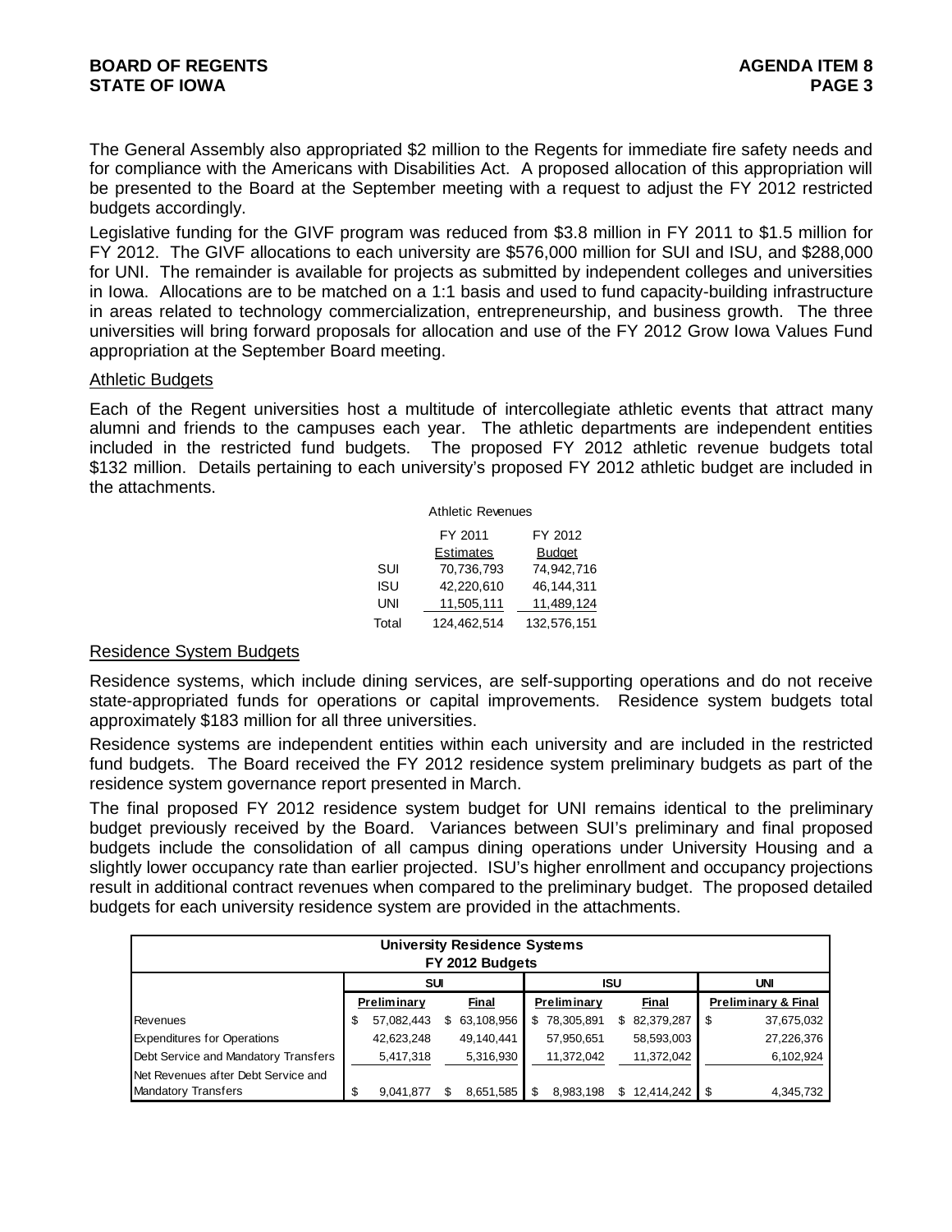The General Assembly also appropriated $2 million to the Regents for immediate fire safety needs and for compliance with the Americans with Disabilities Act. A proposed allocation of this appropriation will be presented to the Board at the September meeting with a request to adjust the FY 2012 restricted budgets accordingly.

Legislative funding for the GIVF program was reduced from $3.8 million in FY 2011 to $1.5 million for FY 2012. The GIVF allocations to each university are $576,000 million for SUI and ISU, and $288,000 for UNI. The remainder is available for projects as submitted by independent colleges and universities in Iowa. Allocations are to be matched on a 1:1 basis and used to fund capacity-building infrastructure in areas related to technology commercialization, entrepreneurship, and business growth. The three universities will bring forward proposals for allocation and use of the FY 2012 Grow Iowa Values Fund appropriation at the September Board meeting.

Athletic Budgets

Each of the Regent universities host a multitude of intercollegiate athletic events that attract many alumni and friends to the campuses each year. The athletic departments are independent entities included in the restricted fund budgets. The proposed FY 2012 athletic revenue budgets total $132 million. Details pertaining to each university's proposed FY 2012 athletic budget are included in the attachments.

Athletic Revenues

| | FY 2011 Estimates | FY 2012 Budget |
|---|---|---|
| SUI | 70,736,793 | 74,942,716 |
| ISU | 42,220,610 | 46,144,311 |
| UNI | 11,505,111 | 11,489,124 |
| Total | 124,462,514 | 132,576,151 |

Residence System Budgets

Residence systems, which include dining services, are self-supporting operations and do not receive state-appropriated funds for operations or capital improvements. Residence system budgets total approximately $183 million for all three universities.

Residence systems are independent entities within each university and are included in the restricted fund budgets. The Board received the FY 2012 residence system preliminary budgets as part of the residence system governance report presented in March.

The final proposed FY 2012 residence system budget for UNI remains identical to the preliminary budget previously received by the Board. Variances between SUI's preliminary and final proposed budgets include the consolidation of all campus dining operations under University Housing and a slightly lower occupancy rate than earlier projected. ISU's higher enrollment and occupancy projections result in additional contract revenues when compared to the preliminary budget. The proposed detailed budgets for each university residence system are provided in the attachments.

**University Residence Systems**
**FY 2012 Budgets**

| | SUI | | ISU | | UNI |
|---|---|---|---|---|---|
| | Preliminary | Final | Preliminary | Final | Preliminary & Final |
| Revenues | $ 57,082,443 | $ 63,108,956 | $ 78,305,891 | $ 82,379,287 | $ 37,675,032 |
| Expenditures for Operations | 42,623,248 | 49,140,441 | 57,950,651 | 58,593,003 | 27,226,376 |
| Debt Service and Mandatory Transfers | 5,417,318 | 5,316,930 | 11,372,042 | 11,372,042 | 6,102,924 |
| Net Revenues after Debt Service and Mandatory Transfers | $ 9,041,877 | $ 8,651,585 | $ 8,983,198 | $ 12,414,242 | $ 4,345,732 |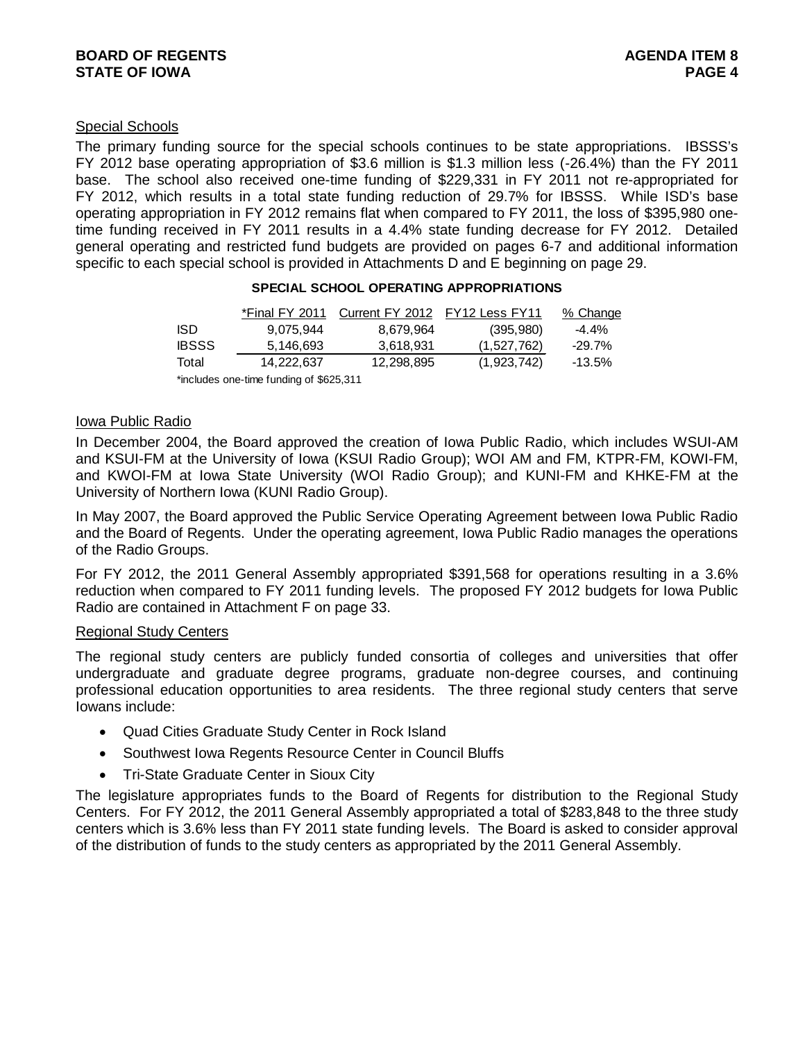## Special Schools

The primary funding source for the special schools continues to be state appropriations. IBSSS's FY 2012 base operating appropriation of $3.6 million is $1.3 million less (-26.4%) than the FY 2011 base. The school also received one-time funding of $229,331 in FY 2011 not re-appropriated for FY 2012, which results in a total state funding reduction of 29.7% for IBSSS. While ISD's base operating appropriation in FY 2012 remains flat when compared to FY 2011, the loss of $395,980 one-time funding received in FY 2011 results in a 4.4% state funding decrease for FY 2012. Detailed general operating and restricted fund budgets are provided on pages 6-7 and additional information specific to each special school is provided in Attachments D and E beginning on page 29.

**SPECIAL SCHOOL OPERATING APPROPRIATIONS**

| | *Final FY 2011 | Current FY 2012 | FY12 Less FY11 | % Change |
|---|---|---|---|---|
| ISD | 9,075,944 | 8,679,964 | (395,980) | -4.4% |
| IBSSS | 5,146,693 | 3,618,931 | (1,527,762) | -29.7% |
| Total | 14,222,637 | 12,298,895 | (1,923,742) | -13.5% |

*includes one-time funding of $625,311

## Iowa Public Radio

In December 2004, the Board approved the creation of Iowa Public Radio, which includes WSUI-AM and KSUI-FM at the University of Iowa (KSUI Radio Group); WOI AM and FM, KTPR-FM, KOWI-FM, and KWOI-FM at Iowa State University (WOI Radio Group); and KUNI-FM and KHKE-FM at the University of Northern Iowa (KUNI Radio Group).

In May 2007, the Board approved the Public Service Operating Agreement between Iowa Public Radio and the Board of Regents. Under the operating agreement, Iowa Public Radio manages the operations of the Radio Groups.

For FY 2012, the 2011 General Assembly appropriated $391,568 for operations resulting in a 3.6% reduction when compared to FY 2011 funding levels. The proposed FY 2012 budgets for Iowa Public Radio are contained in Attachment F on page 33.

## Regional Study Centers

The regional study centers are publicly funded consortia of colleges and universities that offer undergraduate and graduate degree programs, graduate non-degree courses, and continuing professional education opportunities to area residents. The three regional study centers that serve Iowans include:

- Quad Cities Graduate Study Center in Rock Island
- Southwest Iowa Regents Resource Center in Council Bluffs
- Tri-State Graduate Center in Sioux City

The legislature appropriates funds to the Board of Regents for distribution to the Regional Study Centers. For FY 2012, the 2011 General Assembly appropriated a total of $283,848 to the three study centers which is 3.6% less than FY 2011 state funding levels. The Board is asked to consider approval of the distribution of funds to the study centers as appropriated by the 2011 General Assembly.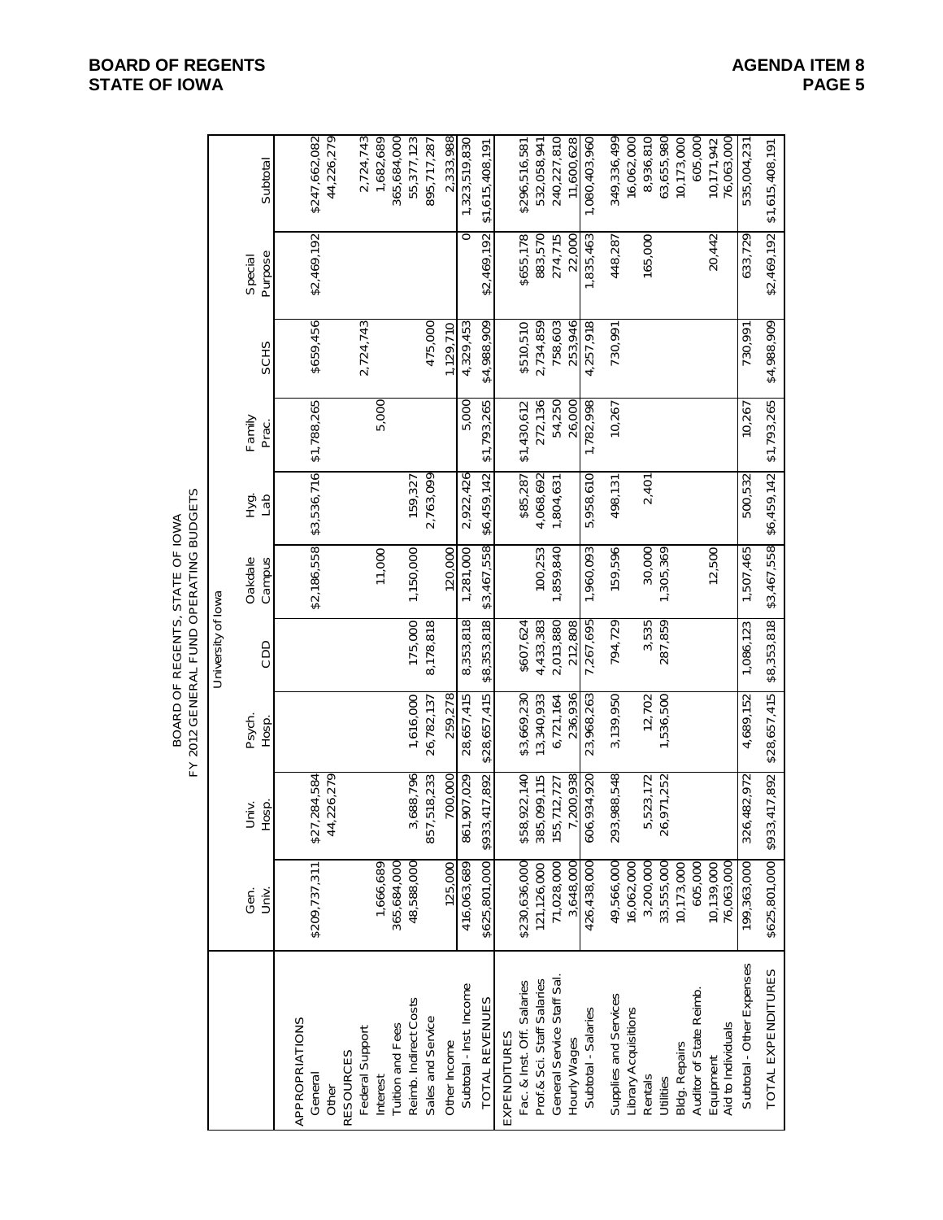BOARD OF REGENTS, STATE OF IOWA
FY 2012 GENERAL FUND OPERATING BUDGETS

| | University of Iowa | | | | | | | | |
|---|---|---|---|---|---|---|---|---|---|
| | Gen. Univ. | Univ. Hosp. | Psych. Hosp. | CDD | Oakdale Campus | Hyg. Lab | Family Prac. | SCHS | Special Purpose | Subtotal |
| APPROPRIATIONS | | | | | | | | | | |
| General | $209,737,311 | $27,284,584 | | | $2,186,558 | $3,536,716 | $1,788,265 | $659,456 | $2,469,192 | $247,662,082 |
| Other | | 44,226,279 | | | | | | | | 44,226,279 |
| RESOURCES | | | | | | | | | | |
| Federal Support | | | | | | | | 2,724,743 | | 2,724,743 |
| Interest | 1,666,689 | | | | 11,000 | | 5,000 | | | 1,682,689 |
| Tuition and Fees | 365,684,000 | | | | | | | | | 365,684,000 |
| Reimb. Indirect Costs | 48,588,000 | 3,688,796 | 1,616,000 | 175,000 | 1,150,000 | 159,327 | | | | 55,377,123 |
| Sales and Service | | 857,518,233 | 26,782,137 | 8,178,818 | | 2,763,099 | | 475,000 | | 895,717,287 |
| Other Income | 125,000 | 700,000 | 259,278 | | 120,000 | | | 1,129,710 | | 2,333,988 |
| Subtotal - Inst. Income | 416,063,689 | 861,907,029 | 28,657,415 | 8,353,818 | 1,281,000 | 2,922,426 | 5,000 | 4,329,453 | 0 | 1,323,519,830 |
| TOTAL REVENUES | $625,801,000 | $933,417,892 | $28,657,415 | $8,353,818 | $3,467,558 | $6,459,142 | $1,793,265 | $4,988,909 | $2,469,192 | $1,615,408,191 |
| EXPENDITURES | | | | | | | | | | |
| Fac. & Inst. Off. Salaries | $230,636,000 | $58,922,140 | $3,669,230 | $607,624 | | $85,287 | $1,430,612 | $510,510 | $655,178 | $296,516,581 |
| Prof.& Sci. Staff Salaries | 121,126,000 | 385,099,115 | 13,340,933 | 4,433,383 | 100,253 | 4,068,692 | 272,136 | 2,734,859 | 883,570 | 532,058,941 |
| General Service Staff Sal. | 71,028,000 | 155,712,727 | 6,721,164 | 2,013,880 | 1,859,840 | 1,804,631 | 54,250 | 758,603 | 274,715 | 240,227,810 |
| Hourly Wages | 3,648,000 | 7,200,938 | 236,936 | 212,808 | | | 26,000 | 253,946 | 22,000 | 11,600,628 |
| Subtotal - Salaries | 426,438,000 | 606,934,920 | 23,968,263 | 7,267,695 | 1,960,093 | 5,958,610 | 1,782,998 | 4,257,918 | 1,835,463 | 1,080,403,960 |
| Supplies and Services | 49,566,000 | 293,988,548 | 3,139,950 | 794,729 | 159,596 | 498,131 | 10,267 | 730,991 | 448,287 | 349,336,499 |
| Library Acquisitions | 16,062,000 | | | | | | | | | 16,062,000 |
| Rentals | 3,200,000 | 5,523,172 | 12,702 | 3,535 | 30,000 | 2,401 | | | 165,000 | 8,936,810 |
| Utilities | 33,555,000 | 26,971,252 | 1,536,500 | 287,859 | 1,305,369 | | | | | 63,655,980 |
| Bldg. Repairs | 10,173,000 | | | | | | | | | 10,173,000 |
| Auditor of State Reimb. | 605,000 | | | | | | | | | 605,000 |
| Equipment | 10,139,000 | | | | 12,500 | | | | 20,442 | 10,171,942 |
| Aid to Individuals | 76,063,000 | | | | | | | | | 76,063,000 |
| Subtotal - Other Expenses | 199,363,000 | 326,482,972 | 4,689,152 | 1,086,123 | 1,507,465 | 500,532 | 10,267 | 730,991 | 633,729 | 535,004,231 |
| TOTAL EXPENDITURES | $625,801,000 | $933,417,892 | $28,657,415 | $8,353,818 | $3,467,558 | $6,459,142 | $1,793,265 | $4,988,909 | $2,469,192 | $1,615,408,191 |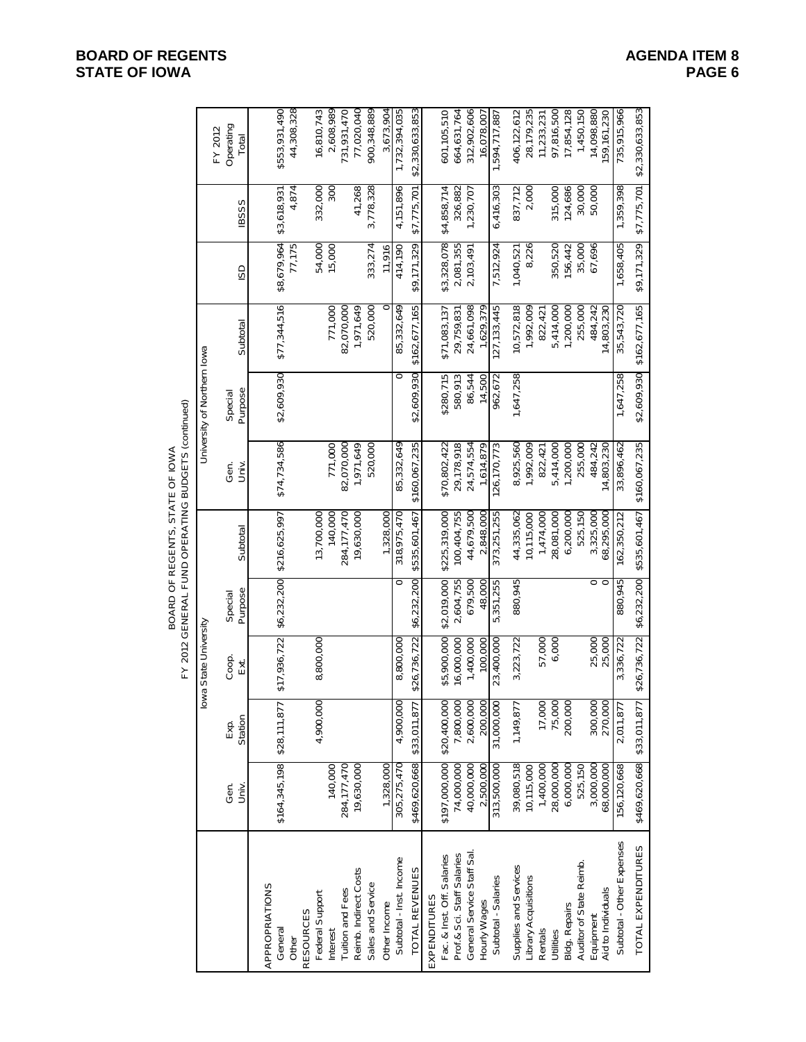# BOARD OF REGENTS, STATE OF IOWA
## FY 2012 GENERAL FUND OPERATING BUDGETS (continued)

| | Iowa State University | | | | | University of Northern Iowa | | | | | FY 2012 Operating Total |
|---|---|---|---|---|---|---|---|---|---|---|---|
| | Gen. Univ. | Exp. Station | Coop. Ext. | Special Purpose | Subtotal | Gen. Univ. | Special Purpose | Subtotal | ISD | IBSSS | |
| APPROPRIATIONS | | | | | | | | | | | |
| General | $164,345,198 | $28,111,877 | $17,936,722 | $6,232,200 | $216,625,997 | $74,734,586 | $2,609,930 | $77,344,516 | $8,679,964 | $3,618,931 | $553,931,490 |
| Other | | | | | | | | | 77,175 | 4,874 | 44,308,328 |
| RESOURCES | | | | | | | | | | | |
| Federal Support | | 4,900,000 | 8,800,000 | | 13,700,000 | | | | 54,000 | 332,000 | 16,810,743 |
| Interest | 140,000 | | | | 140,000 | 771,000 | | 771,000 | 15,000 | 300 | 2,608,989 |
| Tuition and Fees | 284,177,470 | | | | 284,177,470 | 82,070,000 | | 82,070,000 | | | 731,931,470 |
| Reimb. Indirect Costs | 19,630,000 | | | | 19,630,000 | 1,971,649 | | 1,971,649 | | 41,268 | 77,020,040 |
| Sales and Service | | | | | | 520,000 | | 520,000 | 333,274 | 3,778,328 | 900,348,889 |
| Other Income | 1,328,000 | | | | 1,328,000 | | | 0 | 11,916 | | 3,673,904 |
| Subtotal - Inst. Income | 305,275,470 | 4,900,000 | 8,800,000 | 0 | 318,975,470 | 85,332,649 | 0 | 85,332,649 | 414,190 | 4,151,896 | 1,732,394,035 |
| TOTAL REVENUES | $469,620,668 | $33,011,877 | $26,736,722 | $6,232,200 | $535,601,467 | $160,067,235 | $2,609,930 | $162,677,165 | $9,171,329 | $7,775,701 | $2,330,633,853 |
| EXPENDITURES | | | | | | | | | | | |
| Fac. & Inst. Off. Salaries | $197,000,000 | $20,400,000 | $5,900,000 | $2,019,000 | $225,319,000 | $70,802,422 | $280,715 | $71,083,137 | $3,328,078 | $4,858,714 | 601,105,510 |
| Prof.& Sci. Staff Salaries | 74,000,000 | 7,800,000 | 16,000,000 | 2,604,755 | 100,404,755 | 29,178,918 | 580,913 | 29,759,831 | 2,081,355 | 326,882 | 664,631,764 |
| General Service Staff Sal. | 40,000,000 | 2,600,000 | 1,400,000 | 679,500 | 44,679,500 | 24,574,554 | 86,544 | 24,661,098 | 2,103,491 | 1,230,707 | 312,902,606 |
| Hourly Wages | 2,500,000 | 200,000 | 100,000 | 48,000 | 2,848,000 | 1,614,879 | 14,500 | 1,629,379 | | | 16,078,007 |
| Subtotal - Salaries | 313,500,000 | 31,000,000 | 23,400,000 | 5,351,255 | 373,251,255 | 126,170,773 | 962,672 | 127,133,445 | 7,512,924 | 6,416,303 | 1,594,717,887 |
| Supplies and Services | 39,080,518 | 1,149,877 | 3,223,722 | 880,945 | 44,335,062 | 8,925,560 | 1,647,258 | 10,572,818 | 1,040,521 | 837,712 | 406,122,612 |
| Library Acquisitions | 10,115,000 | | | | 10,115,000 | 1,992,009 | | 1,992,009 | 8,226 | 2,000 | 28,179,235 |
| Rentals | 1,400,000 | 17,000 | 57,000 | | 1,474,000 | 822,421 | | 822,421 | | | 11,233,231 |
| Utilities | 28,000,000 | 75,000 | 6,000 | | 28,081,000 | 5,414,000 | | 5,414,000 | 350,520 | 315,000 | 97,816,500 |
| Bldg. Repairs | 6,000,000 | 200,000 | | | 6,200,000 | 1,200,000 | | 1,200,000 | 156,442 | 124,686 | 17,854,128 |
| Auditor of State Reimb. | 525,150 | | | | 525,150 | 255,000 | | 255,000 | 35,000 | 30,000 | 1,450,150 |
| Equipment | 3,000,000 | 300,000 | 25,000 | 0 | 3,325,000 | 484,242 | | 484,242 | 67,696 | 50,000 | 14,098,880 |
| Aid to Individuals | 68,000,000 | 270,000 | 25,000 | 0 | 68,295,000 | 14,803,230 | | 14,803,230 | | | 159,161,230 |
| Subtotal - Other Expenses | 156,120,668 | 2,011,877 | 3,336,722 | 880,945 | 162,350,212 | 33,896,462 | 1,647,258 | 35,543,720 | 1,658,405 | 1,359,398 | 735,915,966 |
| TOTAL EXPENDITURES | $469,620,668 | $33,011,877 | $26,736,722 | $6,232,200 | $535,601,467 | $160,067,235 | $2,609,930 | $162,677,165 | $9,171,329 | $7,775,701 | $2,330,633,853 |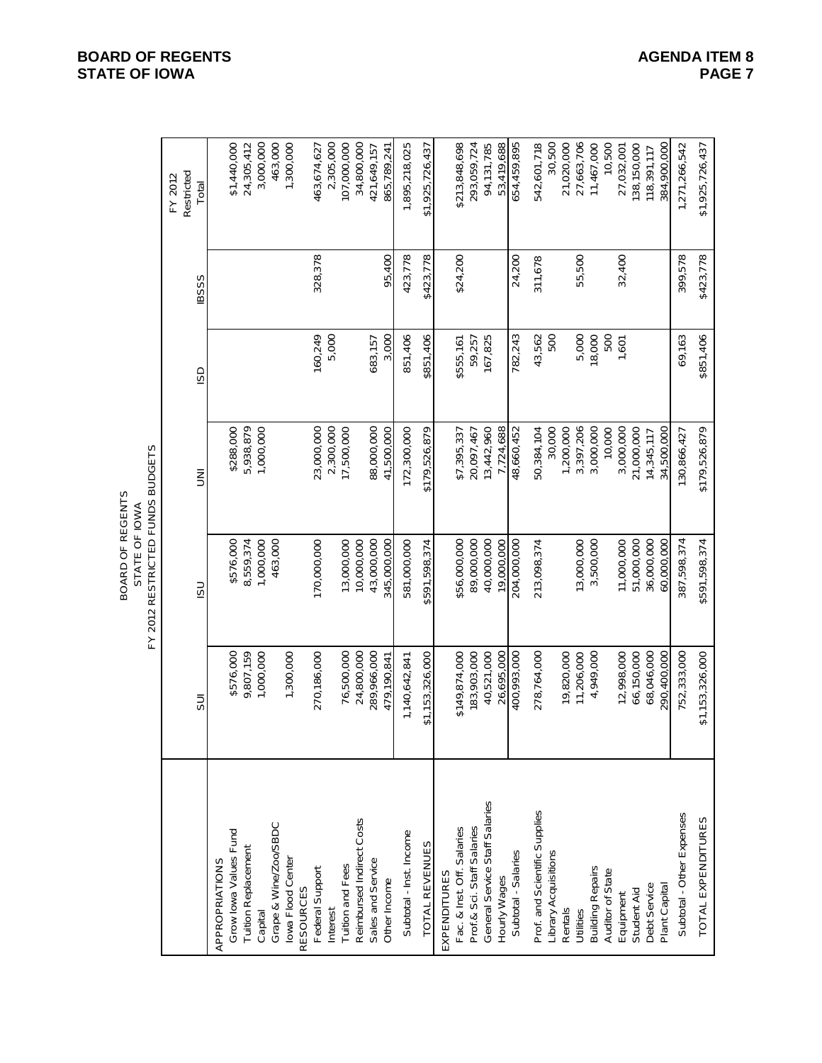BOARD OF REGENTS
STATE OF IOWA
FY 2012 RESTRICTED FUNDS BUDGETS

| | SUI | ISU | UNI | ISD | IBSSS | FY 2012 Restricted Total |
|---|---|---|---|---|---|---|
| APPROPRIATIONS | | | | | | |
| Grow Iowa Values Fund | $576,000 | $576,000 | $288,000 | | | $1,440,000 |
| Tuition Replacement | 9,807,159 | 8,559,374 | 5,938,879 | | | 24,305,412 |
| Capital | 1,000,000 | 1,000,000 | 1,000,000 | | | 3,000,000 |
| Grape & Wine/Zoo/SBDC | | 463,000 | | | | 463,000 |
| Iowa Flood Center | 1,300,000 | | | | | 1,300,000 |
| RESOURCES | | | | | | |
| Federal Support | 270,186,000 | 170,000,000 | 23,000,000 | 160,249 | 328,378 | 463,674,627 |
| Interest | | | 2,300,000 | 5,000 | | 2,305,000 |
| Tuition and Fees | 76,500,000 | 13,000,000 | 17,500,000 | | | 107,000,000 |
| Reimbursed Indirect Costs | 24,800,000 | 10,000,000 | | | | 34,800,000 |
| Sales and Service | 289,966,000 | 43,000,000 | 88,000,000 | 683,157 | | 421,649,157 |
| Other Income | 479,190,841 | 345,000,000 | 41,500,000 | 3,000 | 95,400 | 865,789,241 |
| Subtotal - Inst. Income | 1,140,642,841 | 581,000,000 | 172,300,000 | 851,406 | 423,778 | 1,895,218,025 |
| TOTAL REVENUES | $1,153,326,000 | $591,598,374 | $179,526,879 | $851,406 | $423,778 | $1,925,726,437 |
| EXPENDITURES | | | | | | |
| Fac. & Inst. Off. Salaries | $149,874,000 | $56,000,000 | $7,395,337 | $555,161 | $24,200 | $213,848,698 |
| Prof.& Sci. Staff Salaries | 183,903,000 | 89,000,000 | 20,097,467 | 59,257 | | 293,059,724 |
| General Service Staff Salaries | 40,521,000 | 40,000,000 | 13,442,960 | 167,825 | | 94,131,785 |
| Hourly Wages | 26,695,000 | 19,000,000 | 7,724,688 | | | 53,419,688 |
| Subtotal - Salaries | 400,993,000 | 204,000,000 | 48,660,452 | 782,243 | 24,200 | 654,459,895 |
| Prof. and Scientific Supplies | 278,764,000 | 213,098,374 | 50,384,104 | 43,562 | 311,678 | 542,601,718 |
| Library Acquisitions | | | 30,000 | 500 | | 30,500 |
| Rentals | 19,820,000 | | 1,200,000 | | | 21,020,000 |
| Utilities | 11,206,000 | 13,000,000 | 3,397,206 | 5,000 | 55,500 | 27,663,706 |
| Building Repairs | 4,949,000 | 3,500,000 | 3,000,000 | 18,000 | | 11,467,000 |
| Auditor of State | | | 10,000 | 500 | | 10,500 |
| Equipment | 12,998,000 | 11,000,000 | 3,000,000 | 1,601 | 32,400 | 27,032,001 |
| Student Aid | 66,150,000 | 51,000,000 | 21,000,000 | | | 138,150,000 |
| Debt Service | 68,046,000 | 36,000,000 | 14,345,117 | | | 118,391,117 |
| Plant Capital | 290,400,000 | 60,000,000 | 34,500,000 | | | 384,900,000 |
| Subtotal - Other Expenses | 752,333,000 | 387,598,374 | 130,866,427 | 69,163 | 399,578 | 1,271,266,542 |
| TOTAL EXPENDITURES | $1,153,326,000 | $591,598,374 | $179,526,879 | $851,406 | $423,778 | $1,925,726,437 |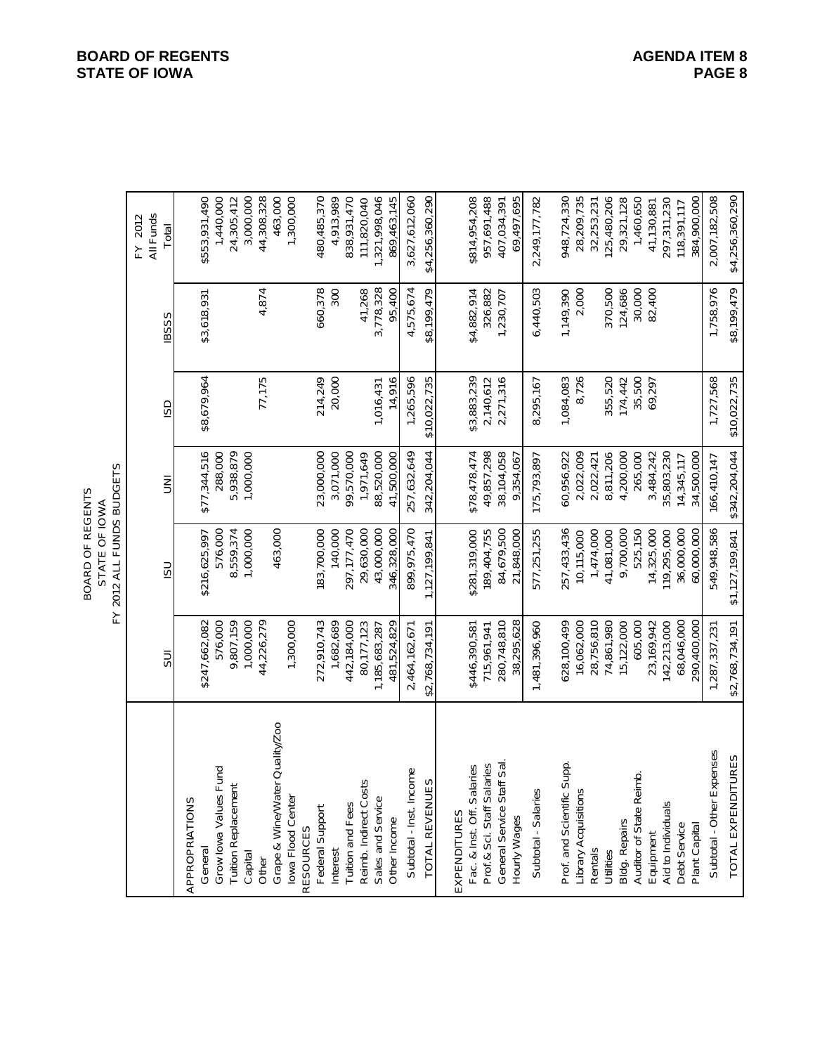BOARD OF REGENTS
STATE OF IOWA
FY 2012 ALL FUNDS BUDGETS

| | SUI | ISU | UNI | ISD | IBSSS | FY 2012 All Funds Total |
|---|---|---|---|---|---|---|
| APPROPRIATIONS | | | | | | |
| General | $247,662,082 | $216,625,997 | $77,344,516 | $8,679,964 | $3,618,931 | $553,931,490 |
| Grow Iowa Values Fund | 576,000 | 576,000 | 288,000 | | | 1,440,000 |
| Tuition Replacement | 9,807,159 | 8,559,374 | 5,938,879 | | | 24,305,412 |
| Capital | 1,000,000 | 1,000,000 | 1,000,000 | | | 3,000,000 |
| Other | 44,226,279 | | | 77,175 | 4,874 | 44,308,328 |
| Grape & Wine/Water Quality/Zoo | | 463,000 | | | | 463,000 |
| Iowa Flood Center | 1,300,000 | | | | | 1,300,000 |
| RESOURCES | | | | | | |
| Federal Support | 272,910,743 | 183,700,000 | 23,000,000 | 214,249 | 660,378 | 480,485,370 |
| Interest | 1,682,689 | 140,000 | 3,071,000 | 20,000 | 300 | 4,913,989 |
| Tuition and Fees | 442,184,000 | 297,177,470 | 99,570,000 | | | 838,931,470 |
| Reimb. Indirect Costs | 80,177,123 | 29,630,000 | 1,971,649 | | 41,268 | 111,820,040 |
| Sales and Service | 1,185,683,287 | 43,000,000 | 88,520,000 | 1,016,431 | 3,778,328 | 1,321,998,046 |
| Other Income | 481,524,829 | 346,328,000 | 41,500,000 | 14,916 | 95,400 | 869,463,145 |
| Subtotal - Inst. Income | 2,464,162,671 | 899,975,470 | 257,632,649 | 1,265,596 | 4,575,674 | 3,627,612,060 |
| TOTAL REVENUES | $2,768,734,191 | 1,127,199,841 | 342,204,044 | $10,022,735 | $8,199,479 | $4,256,360,290 |
| EXPENDITURES | | | | | | |
| Fac. & Inst. Off. Salaries | $446,390,581 | $281,319,000 | $78,478,474 | $3,883,239 | $4,882,914 | $814,954,208 |
| Prof.& Sci. Staff Salaries | 715,961,941 | 189,404,755 | 49,857,298 | 2,140,612 | 326,882 | 957,691,488 |
| General Service Staff Sal. | 280,748,810 | 84,679,500 | 38,104,058 | 2,271,316 | 1,230,707 | 407,034,391 |
| Hourly Wages | 38,295,628 | 21,848,000 | 9,354,067 | | | 69,497,695 |
| Subtotal - Salaries | 1,481,396,960 | 577,251,255 | 175,793,897 | 8,295,167 | 6,440,503 | 2,249,177,782 |
| Prof. and Scientific Supp. | 628,100,499 | 257,433,436 | 60,956,922 | 1,084,083 | 1,149,390 | 948,724,330 |
| Library Acquisitions | 16,062,000 | 10,115,000 | 2,022,009 | 8,726 | 2,000 | 28,209,735 |
| Rentals | 28,756,810 | 1,474,000 | 2,022,421 | | | 32,253,231 |
| Utilities | 74,861,980 | 41,081,000 | 8,811,206 | 355,520 | 370,500 | 125,480,206 |
| Bldg. Repairs | 15,122,000 | 9,700,000 | 4,200,000 | 174,442 | 124,686 | 29,321,128 |
| Auditor of State Reimb. | 605,000 | 525,150 | 265,000 | 35,500 | 30,000 | 1,460,650 |
| Equipment | 23,169,942 | 14,325,000 | 3,484,242 | 69,297 | 82,400 | 41,130,881 |
| Aid to Individuals | 142,213,000 | 119,295,000 | 35,803,230 | | | 297,311,230 |
| Debt Service | 68,046,000 | 36,000,000 | 14,345,117 | | | 118,391,117 |
| Plant Capital | 290,400,000 | 60,000,000 | 34,500,000 | | | 384,900,000 |
| Subtotal - Other Expenses | 1,287,337,231 | 549,948,586 | 166,410,147 | 1,727,568 | 1,758,976 | 2,007,182,508 |
| TOTAL EXPENDITURES | $2,768,734,191 | $1,127,199,841 | $342,204,044 | $10,022,735 | $8,199,479 | $4,256,360,290 |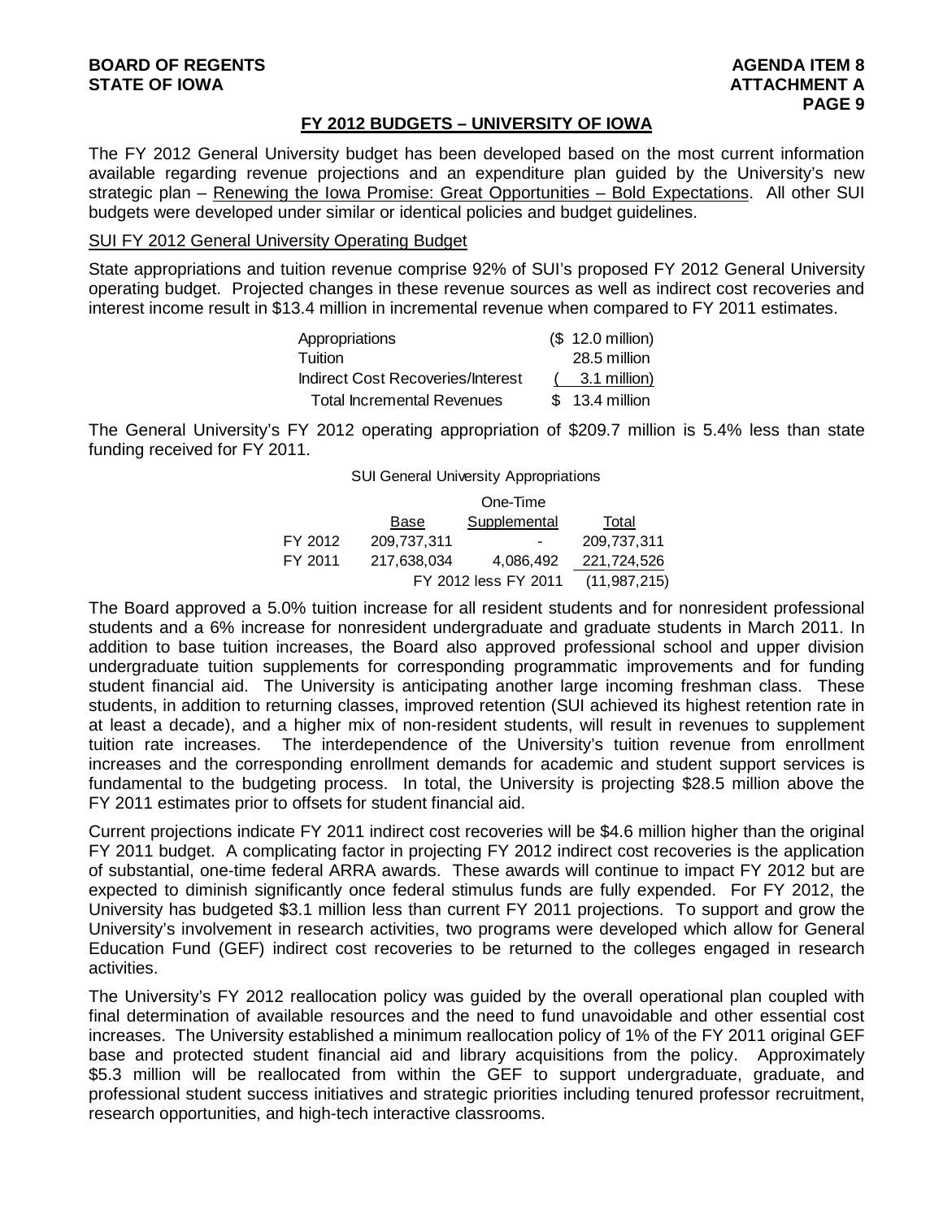## FY 2012 BUDGETS – UNIVERSITY OF IOWA

The FY 2012 General University budget has been developed based on the most current information available regarding revenue projections and an expenditure plan guided by the University's new strategic plan – Renewing the Iowa Promise: Great Opportunities – Bold Expectations. All other SUI budgets were developed under similar or identical policies and budget guidelines.

### SUI FY 2012 General University Operating Budget

State appropriations and tuition revenue comprise 92% of SUI's proposed FY 2012 General University operating budget. Projected changes in these revenue sources as well as indirect cost recoveries and interest income result in $13.4 million in incremental revenue when compared to FY 2011 estimates.

| | |
|---|---|
| Appropriations | ($ 12.0 million) |
| Tuition | 28.5 million |
| Indirect Cost Recoveries/Interest | ( 3.1 million) |
| Total Incremental Revenues | $ 13.4 million |

The General University's FY 2012 operating appropriation of $209.7 million is 5.4% less than state funding received for FY 2011.

SUI General University Appropriations

| | Base | One-Time Supplemental | Total |
|---|---|---|---|
| FY 2012 | 209,737,311 | - | 209,737,311 |
| FY 2011 | 217,638,034 | 4,086,492 | 221,724,526 |
| | | FY 2012 less FY 2011 | (11,987,215) |

The Board approved a 5.0% tuition increase for all resident students and for nonresident professional students and a 6% increase for nonresident undergraduate and graduate students in March 2011. In addition to base tuition increases, the Board also approved professional school and upper division undergraduate tuition supplements for corresponding programmatic improvements and for funding student financial aid. The University is anticipating another large incoming freshman class. These students, in addition to returning classes, improved retention (SUI achieved its highest retention rate in at least a decade), and a higher mix of non-resident students, will result in revenues to supplement tuition rate increases. The interdependence of the University's tuition revenue from enrollment increases and the corresponding enrollment demands for academic and student support services is fundamental to the budgeting process. In total, the University is projecting $28.5 million above the FY 2011 estimates prior to offsets for student financial aid.

Current projections indicate FY 2011 indirect cost recoveries will be $4.6 million higher than the original FY 2011 budget. A complicating factor in projecting FY 2012 indirect cost recoveries is the application of substantial, one-time federal ARRA awards. These awards will continue to impact FY 2012 but are expected to diminish significantly once federal stimulus funds are fully expended. For FY 2012, the University has budgeted $3.1 million less than current FY 2011 projections. To support and grow the University's involvement in research activities, two programs were developed which allow for General Education Fund (GEF) indirect cost recoveries to be returned to the colleges engaged in research activities.

The University's FY 2012 reallocation policy was guided by the overall operational plan coupled with final determination of available resources and the need to fund unavoidable and other essential cost increases. The University established a minimum reallocation policy of 1% of the FY 2011 original GEF base and protected student financial aid and library acquisitions from the policy. Approximately $5.3 million will be reallocated from within the GEF to support undergraduate, graduate, and professional student success initiatives and strategic priorities including tenured professor recruitment, research opportunities, and high-tech interactive classrooms.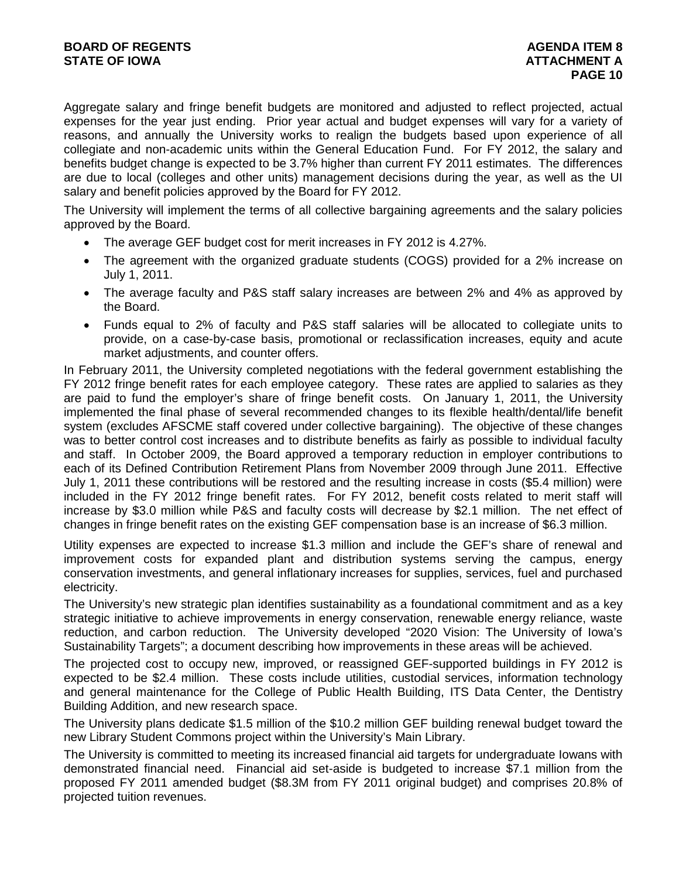Aggregate salary and fringe benefit budgets are monitored and adjusted to reflect projected, actual expenses for the year just ending. Prior year actual and budget expenses will vary for a variety of reasons, and annually the University works to realign the budgets based upon experience of all collegiate and non-academic units within the General Education Fund. For FY 2012, the salary and benefits budget change is expected to be 3.7% higher than current FY 2011 estimates. The differences are due to local (colleges and other units) management decisions during the year, as well as the UI salary and benefit policies approved by the Board for FY 2012.

The University will implement the terms of all collective bargaining agreements and the salary policies approved by the Board.

- The average GEF budget cost for merit increases in FY 2012 is 4.27%.
- The agreement with the organized graduate students (COGS) provided for a 2% increase on July 1, 2011.
- The average faculty and P&S staff salary increases are between 2% and 4% as approved by the Board.
- Funds equal to 2% of faculty and P&S staff salaries will be allocated to collegiate units to provide, on a case-by-case basis, promotional or reclassification increases, equity and acute market adjustments, and counter offers.

In February 2011, the University completed negotiations with the federal government establishing the FY 2012 fringe benefit rates for each employee category. These rates are applied to salaries as they are paid to fund the employer's share of fringe benefit costs. On January 1, 2011, the University implemented the final phase of several recommended changes to its flexible health/dental/life benefit system (excludes AFSCME staff covered under collective bargaining). The objective of these changes was to better control cost increases and to distribute benefits as fairly as possible to individual faculty and staff. In October 2009, the Board approved a temporary reduction in employer contributions to each of its Defined Contribution Retirement Plans from November 2009 through June 2011. Effective July 1, 2011 these contributions will be restored and the resulting increase in costs ($5.4 million) were included in the FY 2012 fringe benefit rates. For FY 2012, benefit costs related to merit staff will increase by $3.0 million while P&S and faculty costs will decrease by $2.1 million. The net effect of changes in fringe benefit rates on the existing GEF compensation base is an increase of $6.3 million.

Utility expenses are expected to increase $1.3 million and include the GEF's share of renewal and improvement costs for expanded plant and distribution systems serving the campus, energy conservation investments, and general inflationary increases for supplies, services, fuel and purchased electricity.

The University's new strategic plan identifies sustainability as a foundational commitment and as a key strategic initiative to achieve improvements in energy conservation, renewable energy reliance, waste reduction, and carbon reduction. The University developed "2020 Vision: The University of Iowa's Sustainability Targets"; a document describing how improvements in these areas will be achieved.

The projected cost to occupy new, improved, or reassigned GEF-supported buildings in FY 2012 is expected to be $2.4 million. These costs include utilities, custodial services, information technology and general maintenance for the College of Public Health Building, ITS Data Center, the Dentistry Building Addition, and new research space.

The University plans dedicate $1.5 million of the $10.2 million GEF building renewal budget toward the new Library Student Commons project within the University's Main Library.

The University is committed to meeting its increased financial aid targets for undergraduate Iowans with demonstrated financial need. Financial aid set-aside is budgeted to increase $7.1 million from the proposed FY 2011 amended budget ($8.3M from FY 2011 original budget) and comprises 20.8% of projected tuition revenues.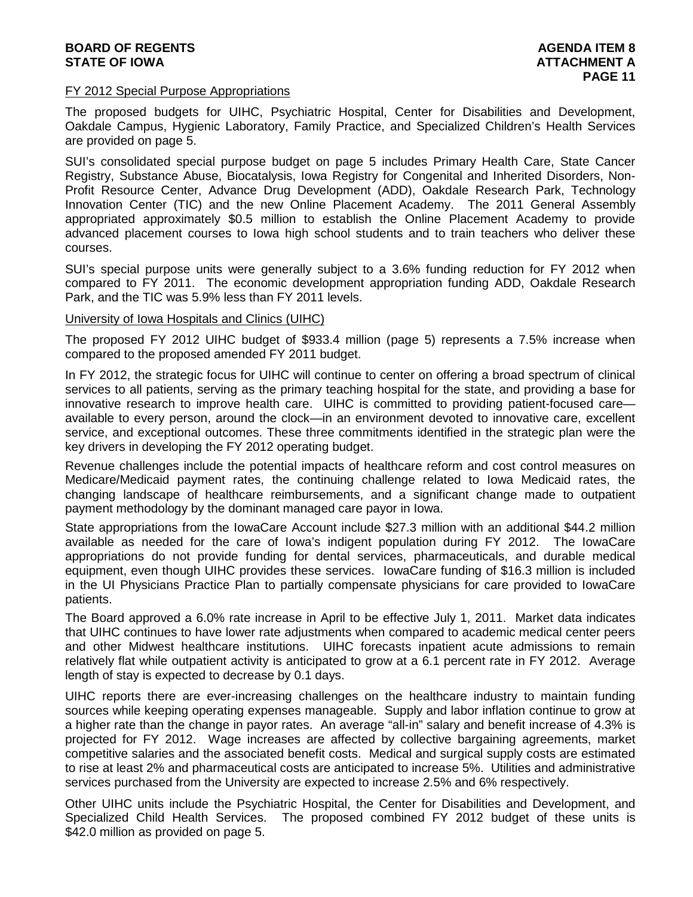## FY 2012 Special Purpose Appropriations

The proposed budgets for UIHC, Psychiatric Hospital, Center for Disabilities and Development, Oakdale Campus, Hygienic Laboratory, Family Practice, and Specialized Children's Health Services are provided on page 5.

SUI's consolidated special purpose budget on page 5 includes Primary Health Care, State Cancer Registry, Substance Abuse, Biocatalysis, Iowa Registry for Congenital and Inherited Disorders, Non-Profit Resource Center, Advance Drug Development (ADD), Oakdale Research Park, Technology Innovation Center (TIC) and the new Online Placement Academy. The 2011 General Assembly appropriated approximately $0.5 million to establish the Online Placement Academy to provide advanced placement courses to Iowa high school students and to train teachers who deliver these courses.

SUI's special purpose units were generally subject to a 3.6% funding reduction for FY 2012 when compared to FY 2011. The economic development appropriation funding ADD, Oakdale Research Park, and the TIC was 5.9% less than FY 2011 levels.

## University of Iowa Hospitals and Clinics (UIHC)

The proposed FY 2012 UIHC budget of $933.4 million (page 5) represents a 7.5% increase when compared to the proposed amended FY 2011 budget.

In FY 2012, the strategic focus for UIHC will continue to center on offering a broad spectrum of clinical services to all patients, serving as the primary teaching hospital for the state, and providing a base for innovative research to improve health care. UIHC is committed to providing patient-focused care—available to every person, around the clock—in an environment devoted to innovative care, excellent service, and exceptional outcomes. These three commitments identified in the strategic plan were the key drivers in developing the FY 2012 operating budget.

Revenue challenges include the potential impacts of healthcare reform and cost control measures on Medicare/Medicaid payment rates, the continuing challenge related to Iowa Medicaid rates, the changing landscape of healthcare reimbursements, and a significant change made to outpatient payment methodology by the dominant managed care payor in Iowa.

State appropriations from the IowaCare Account include $27.3 million with an additional $44.2 million available as needed for the care of Iowa's indigent population during FY 2012. The IowaCare appropriations do not provide funding for dental services, pharmaceuticals, and durable medical equipment, even though UIHC provides these services. IowaCare funding of $16.3 million is included in the UI Physicians Practice Plan to partially compensate physicians for care provided to IowaCare patients.

The Board approved a 6.0% rate increase in April to be effective July 1, 2011. Market data indicates that UIHC continues to have lower rate adjustments when compared to academic medical center peers and other Midwest healthcare institutions. UIHC forecasts inpatient acute admissions to remain relatively flat while outpatient activity is anticipated to grow at a 6.1 percent rate in FY 2012. Average length of stay is expected to decrease by 0.1 days.

UIHC reports there are ever-increasing challenges on the healthcare industry to maintain funding sources while keeping operating expenses manageable. Supply and labor inflation continue to grow at a higher rate than the change in payor rates. An average "all-in" salary and benefit increase of 4.3% is projected for FY 2012. Wage increases are affected by collective bargaining agreements, market competitive salaries and the associated benefit costs. Medical and surgical supply costs are estimated to rise at least 2% and pharmaceutical costs are anticipated to increase 5%. Utilities and administrative services purchased from the University are expected to increase 2.5% and 6% respectively.

Other UIHC units include the Psychiatric Hospital, the Center for Disabilities and Development, and Specialized Child Health Services. The proposed combined FY 2012 budget of these units is $42.0 million as provided on page 5.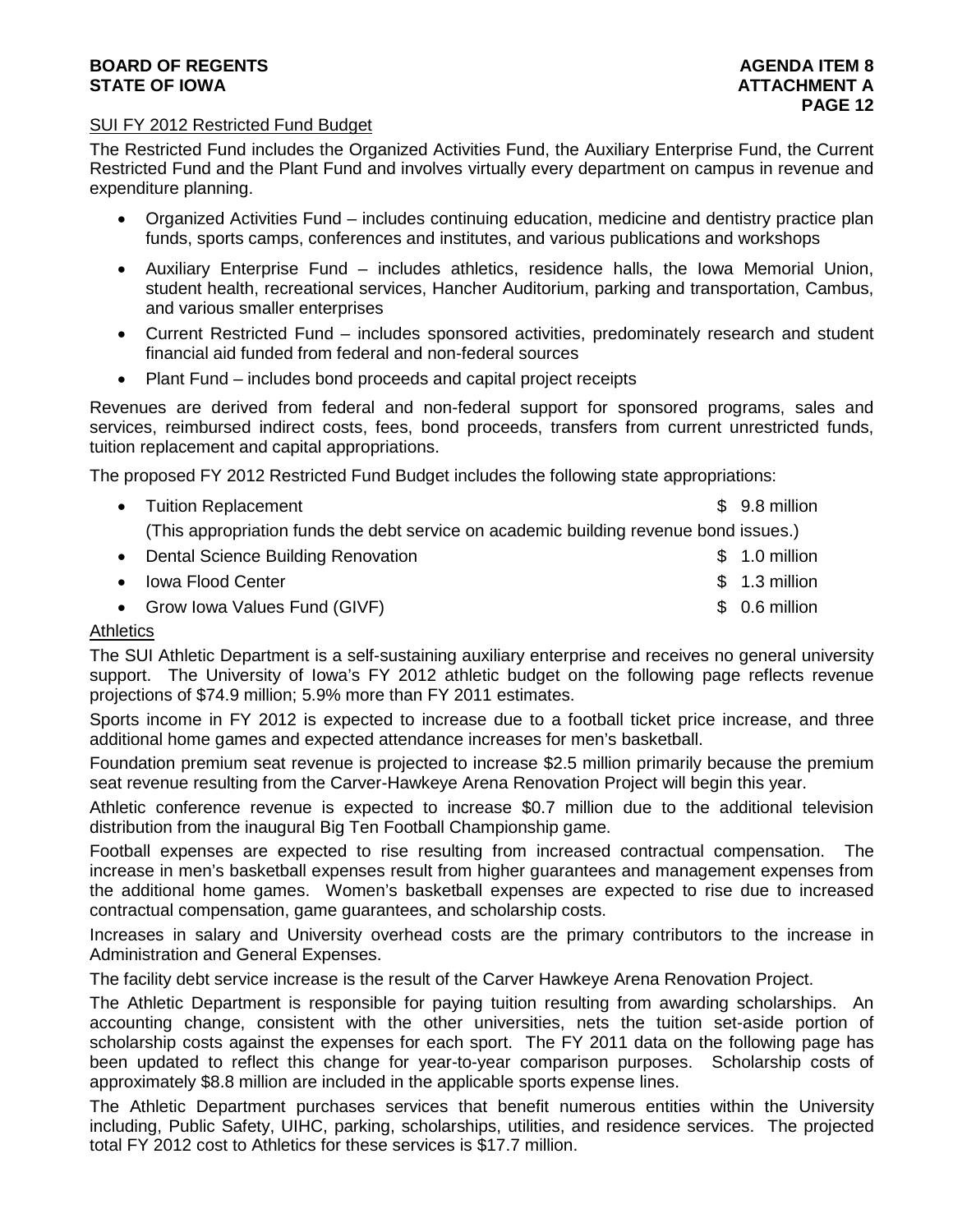## SUI FY 2012 Restricted Fund Budget

The Restricted Fund includes the Organized Activities Fund, the Auxiliary Enterprise Fund, the Current Restricted Fund and the Plant Fund and involves virtually every department on campus in revenue and expenditure planning.

- Organized Activities Fund – includes continuing education, medicine and dentistry practice plan funds, sports camps, conferences and institutes, and various publications and workshops
- Auxiliary Enterprise Fund – includes athletics, residence halls, the Iowa Memorial Union, student health, recreational services, Hancher Auditorium, parking and transportation, Cambus, and various smaller enterprises
- Current Restricted Fund – includes sponsored activities, predominately research and student financial aid funded from federal and non-federal sources
- Plant Fund – includes bond proceeds and capital project receipts

Revenues are derived from federal and non-federal support for sponsored programs, sales and services, reimbursed indirect costs, fees, bond proceeds, transfers from current unrestricted funds, tuition replacement and capital appropriations.

The proposed FY 2012 Restricted Fund Budget includes the following state appropriations:

- Tuition Replacement — $ 9.8 million

  (This appropriation funds the debt service on academic building revenue bond issues.)
- Dental Science Building Renovation — $ 1.0 million
- Iowa Flood Center — $ 1.3 million
- Grow Iowa Values Fund (GIVF) — $ 0.6 million

## Athletics

The SUI Athletic Department is a self-sustaining auxiliary enterprise and receives no general university support. The University of Iowa's FY 2012 athletic budget on the following page reflects revenue projections of $74.9 million; 5.9% more than FY 2011 estimates.

Sports income in FY 2012 is expected to increase due to a football ticket price increase, and three additional home games and expected attendance increases for men's basketball.

Foundation premium seat revenue is projected to increase $2.5 million primarily because the premium seat revenue resulting from the Carver-Hawkeye Arena Renovation Project will begin this year.

Athletic conference revenue is expected to increase $0.7 million due to the additional television distribution from the inaugural Big Ten Football Championship game.

Football expenses are expected to rise resulting from increased contractual compensation. The increase in men's basketball expenses result from higher guarantees and management expenses from the additional home games. Women's basketball expenses are expected to rise due to increased contractual compensation, game guarantees, and scholarship costs.

Increases in salary and University overhead costs are the primary contributors to the increase in Administration and General Expenses.

The facility debt service increase is the result of the Carver Hawkeye Arena Renovation Project.

The Athletic Department is responsible for paying tuition resulting from awarding scholarships. An accounting change, consistent with the other universities, nets the tuition set-aside portion of scholarship costs against the expenses for each sport. The FY 2011 data on the following page has been updated to reflect this change for year-to-year comparison purposes. Scholarship costs of approximately $8.8 million are included in the applicable sports expense lines.

The Athletic Department purchases services that benefit numerous entities within the University including, Public Safety, UIHC, parking, scholarships, utilities, and residence services. The projected total FY 2012 cost to Athletics for these services is $17.7 million.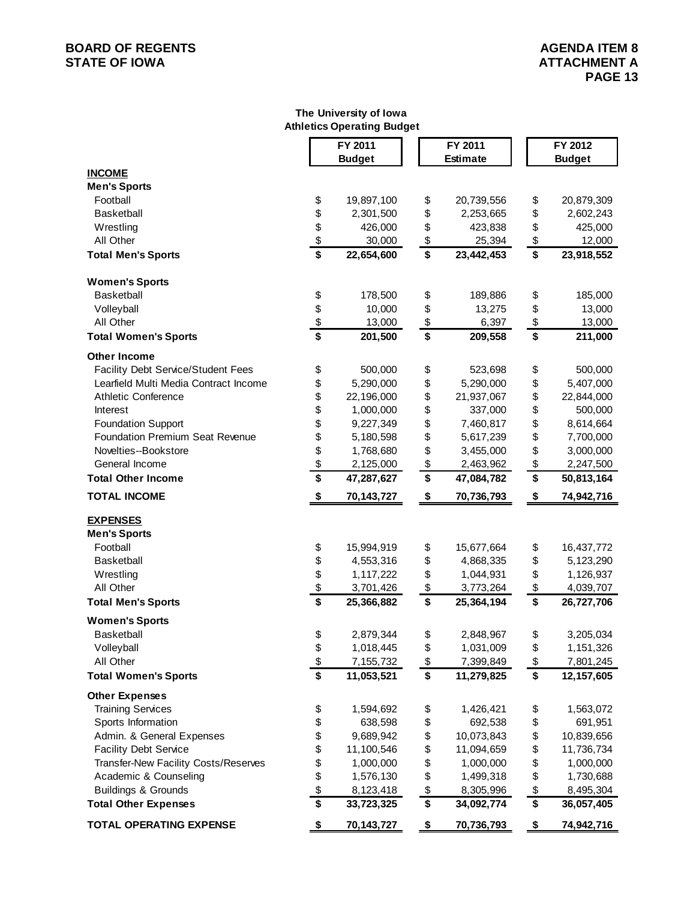**The University of Iowa**
**Athletics Operating Budget**

| | FY 2011 Budget | FY 2011 Estimate | FY 2012 Budget |
|---|---|---|---|
| **INCOME** | | | |
| **Men's Sports** | | | |
| Football | $ 19,897,100 | $ 20,739,556 | $ 20,879,309 |
| Basketball | $ 2,301,500 | $ 2,253,665 | $ 2,602,243 |
| Wrestling | $ 426,000 | $ 423,838 | $ 425,000 |
| All Other | $ 30,000 | $ 25,394 | $ 12,000 |
| **Total Men's Sports** | **$ 22,654,600** | **$ 23,442,453** | **$ 23,918,552** |
| **Women's Sports** | | | |
| Basketball | $ 178,500 | $ 189,886 | $ 185,000 |
| Volleyball | $ 10,000 | $ 13,275 | $ 13,000 |
| All Other | $ 13,000 | $ 6,397 | $ 13,000 |
| **Total Women's Sports** | **$ 201,500** | **$ 209,558** | **$ 211,000** |
| **Other Income** | | | |
| Facility Debt Service/Student Fees | $ 500,000 | $ 523,698 | $ 500,000 |
| Learfield Multi Media Contract Income | $ 5,290,000 | $ 5,290,000 | $ 5,407,000 |
| Athletic Conference | $ 22,196,000 | $ 21,937,067 | $ 22,844,000 |
| Interest | $ 1,000,000 | $ 337,000 | $ 500,000 |
| Foundation Support | $ 9,227,349 | $ 7,460,817 | $ 8,614,664 |
| Foundation Premium Seat Revenue | $ 5,180,598 | $ 5,617,239 | $ 7,700,000 |
| Novelties--Bookstore | $ 1,768,680 | $ 3,455,000 | $ 3,000,000 |
| General Income | $ 2,125,000 | $ 2,463,962 | $ 2,247,500 |
| **Total Other Income** | **$ 47,287,627** | **$ 47,084,782** | **$ 50,813,164** |
| **TOTAL INCOME** | **$ 70,143,727** | **$ 70,736,793** | **$ 74,942,716** |
| **EXPENSES** | | | |
| **Men's Sports** | | | |
| Football | $ 15,994,919 | $ 15,677,664 | $ 16,437,772 |
| Basketball | $ 4,553,316 | $ 4,868,335 | $ 5,123,290 |
| Wrestling | $ 1,117,222 | $ 1,044,931 | $ 1,126,937 |
| All Other | $ 3,701,426 | $ 3,773,264 | $ 4,039,707 |
| **Total Men's Sports** | **$ 25,366,882** | **$ 25,364,194** | **$ 26,727,706** |
| **Women's Sports** | | | |
| Basketball | $ 2,879,344 | $ 2,848,967 | $ 3,205,034 |
| Volleyball | $ 1,018,445 | $ 1,031,009 | $ 1,151,326 |
| All Other | $ 7,155,732 | $ 7,399,849 | $ 7,801,245 |
| **Total Women's Sports** | **$ 11,053,521** | **$ 11,279,825** | **$ 12,157,605** |
| **Other Expenses** | | | |
| Training Services | $ 1,594,692 | $ 1,426,421 | $ 1,563,072 |
| Sports Information | $ 638,598 | $ 692,538 | $ 691,951 |
| Admin. & General Expenses | $ 9,689,942 | $ 10,073,843 | $ 10,839,656 |
| Facility Debt Service | $ 11,100,546 | $ 11,094,659 | $ 11,736,734 |
| Transfer-New Facility Costs/Reserves | $ 1,000,000 | $ 1,000,000 | $ 1,000,000 |
| Academic & Counseling | $ 1,576,130 | $ 1,499,318 | $ 1,730,688 |
| Buildings & Grounds | $ 8,123,418 | $ 8,305,996 | $ 8,495,304 |
| **Total Other Expenses** | **$ 33,723,325** | **$ 34,092,774** | **$ 36,057,405** |
| **TOTAL OPERATING EXPENSE** | **$ 70,143,727** | **$ 70,736,793** | **$ 74,942,716** |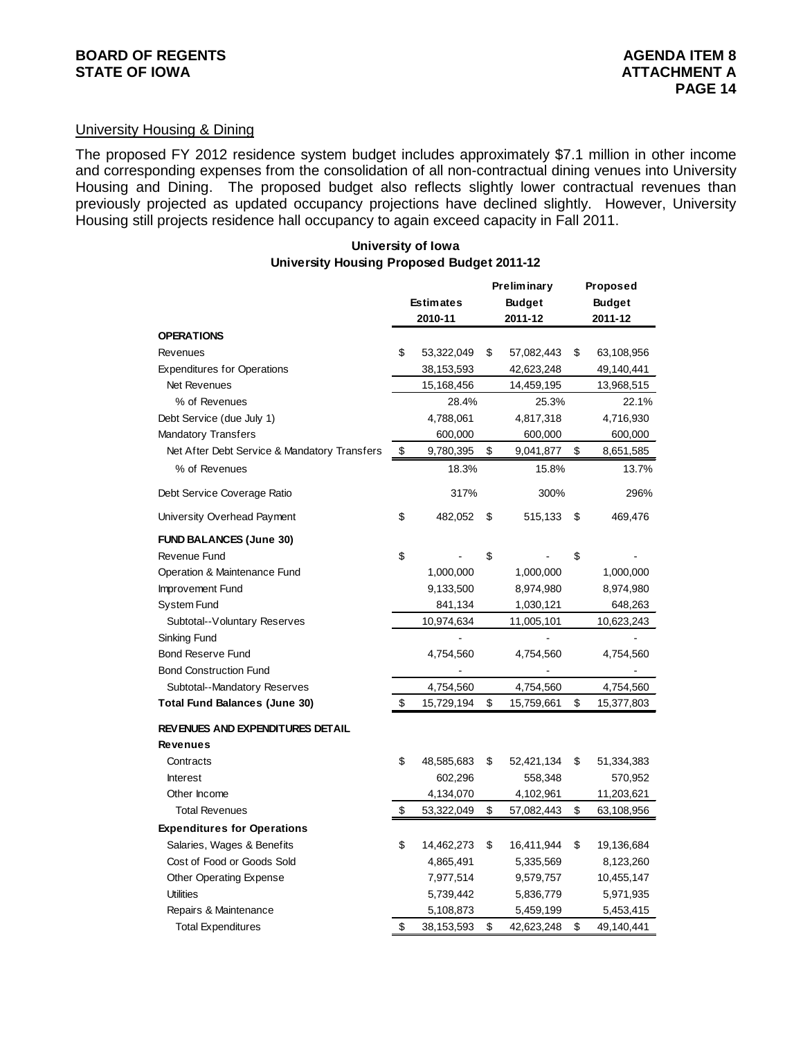University Housing & Dining

The proposed FY 2012 residence system budget includes approximately $7.1 million in other income and corresponding expenses from the consolidation of all non-contractual dining venues into University Housing and Dining. The proposed budget also reflects slightly lower contractual revenues than previously projected as updated occupancy projections have declined slightly. However, University Housing still projects residence hall occupancy to again exceed capacity in Fall 2011.

**University of Iowa**
**University Housing Proposed Budget 2011-12**

| | Estimates 2010-11 | Preliminary Budget 2011-12 | Proposed Budget 2011-12 |
|---|---|---|---|
| **OPERATIONS** | | | |
| Revenues | $ 53,322,049 | $ 57,082,443 | $ 63,108,956 |
| Expenditures for Operations | 38,153,593 | 42,623,248 | 49,140,441 |
| Net Revenues | 15,168,456 | 14,459,195 | 13,968,515 |
| % of Revenues | 28.4% | 25.3% | 22.1% |
| Debt Service (due July 1) | 4,788,061 | 4,817,318 | 4,716,930 |
| Mandatory Transfers | 600,000 | 600,000 | 600,000 |
| Net After Debt Service & Mandatory Transfers | $ 9,780,395 | $ 9,041,877 | $ 8,651,585 |
| % of Revenues | 18.3% | 15.8% | 13.7% |
| Debt Service Coverage Ratio | 317% | 300% | 296% |
| University Overhead Payment | $ 482,052 | $ 515,133 | $ 469,476 |
| **FUND BALANCES (June 30)** | | | |
| Revenue Fund | $ - | $ - | $ - |
| Operation & Maintenance Fund | 1,000,000 | 1,000,000 | 1,000,000 |
| Improvement Fund | 9,133,500 | 8,974,980 | 8,974,980 |
| System Fund | 841,134 | 1,030,121 | 648,263 |
| Subtotal--Voluntary Reserves | 10,974,634 | 11,005,101 | 10,623,243 |
| Sinking Fund | - | - | - |
| Bond Reserve Fund | 4,754,560 | 4,754,560 | 4,754,560 |
| Bond Construction Fund | - | - | - |
| Subtotal--Mandatory Reserves | 4,754,560 | 4,754,560 | 4,754,560 |
| **Total Fund Balances (June 30)** | $ 15,729,194 | $ 15,759,661 | $ 15,377,803 |
| **REVENUES AND EXPENDITURES DETAIL** | | | |
| **Revenues** | | | |
| Contracts | $ 48,585,683 | $ 52,421,134 | $ 51,334,383 |
| Interest | 602,296 | 558,348 | 570,952 |
| Other Income | 4,134,070 | 4,102,961 | 11,203,621 |
| Total Revenues | $ 53,322,049 | $ 57,082,443 | $ 63,108,956 |
| **Expenditures for Operations** | | | |
| Salaries, Wages & Benefits | $ 14,462,273 | $ 16,411,944 | $ 19,136,684 |
| Cost of Food or Goods Sold | 4,865,491 | 5,335,569 | 8,123,260 |
| Other Operating Expense | 7,977,514 | 9,579,757 | 10,455,147 |
| Utilities | 5,739,442 | 5,836,779 | 5,971,935 |
| Repairs & Maintenance | 5,108,873 | 5,459,199 | 5,453,415 |
| Total Expenditures | $ 38,153,593 | $ 42,623,248 | $ 49,140,441 |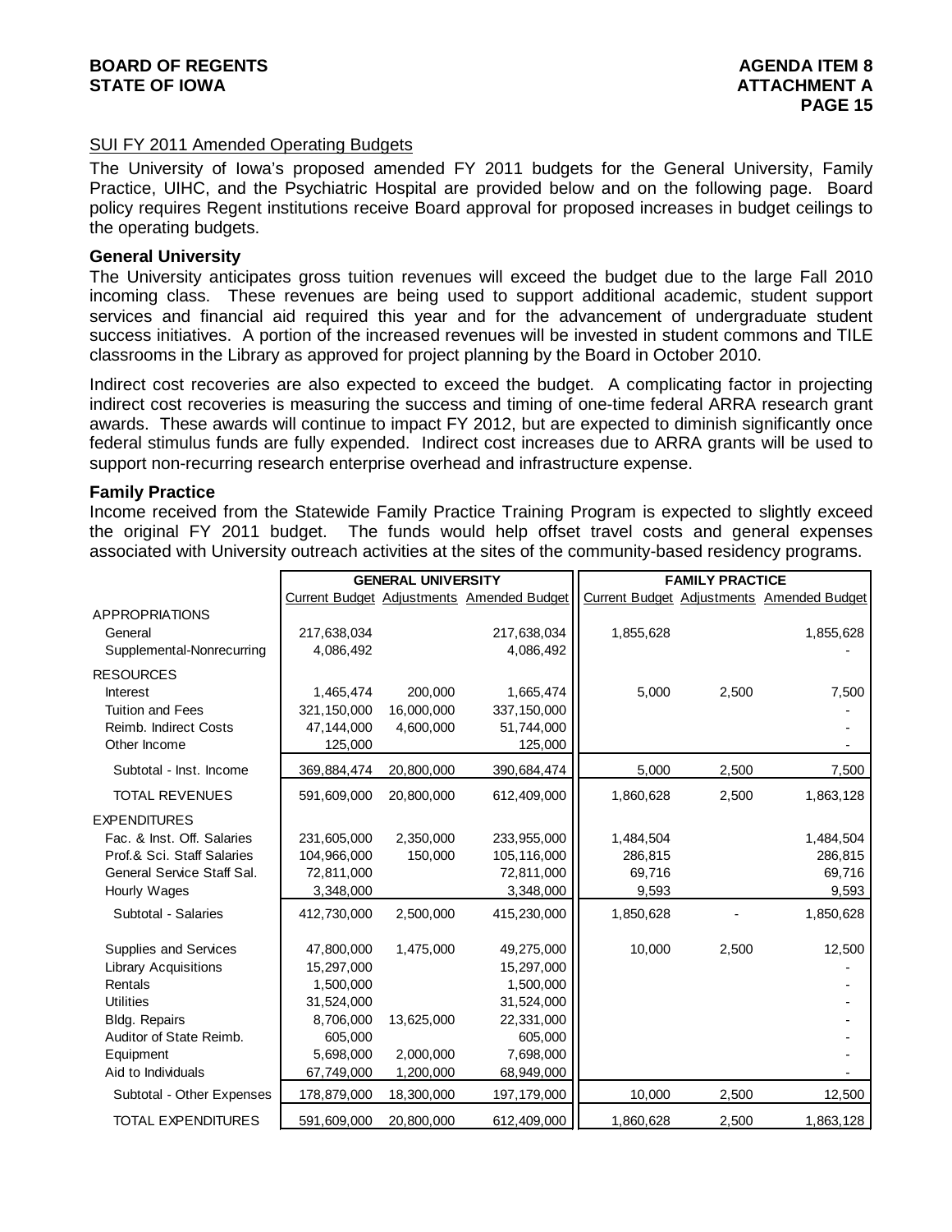## SUI FY 2011 Amended Operating Budgets

The University of Iowa's proposed amended FY 2011 budgets for the General University, Family Practice, UIHC, and the Psychiatric Hospital are provided below and on the following page. Board policy requires Regent institutions receive Board approval for proposed increases in budget ceilings to the operating budgets.

### General University

The University anticipates gross tuition revenues will exceed the budget due to the large Fall 2010 incoming class. These revenues are being used to support additional academic, student support services and financial aid required this year and for the advancement of undergraduate student success initiatives. A portion of the increased revenues will be invested in student commons and TILE classrooms in the Library as approved for project planning by the Board in October 2010.

Indirect cost recoveries are also expected to exceed the budget. A complicating factor in projecting indirect cost recoveries is measuring the success and timing of one-time federal ARRA research grant awards. These awards will continue to impact FY 2012, but are expected to diminish significantly once federal stimulus funds are fully expended. Indirect cost increases due to ARRA grants will be used to support non-recurring research enterprise overhead and infrastructure expense.

### Family Practice

Income received from the Statewide Family Practice Training Program is expected to slightly exceed the original FY 2011 budget. The funds would help offset travel costs and general expenses associated with University outreach activities at the sites of the community-based residency programs.

| | GENERAL UNIVERSITY | | | FAMILY PRACTICE | | |
|---|---|---|---|---|---|---|
| | Current Budget | Adjustments | Amended Budget | Current Budget | Adjustments | Amended Budget |
| APPROPRIATIONS | | | | | | |
| General | 217,638,034 | | 217,638,034 | 1,855,628 | | 1,855,628 |
| Supplemental-Nonrecurring | 4,086,492 | | 4,086,492 | | | - |
| RESOURCES | | | | | | |
| Interest | 1,465,474 | 200,000 | 1,665,474 | 5,000 | 2,500 | 7,500 |
| Tuition and Fees | 321,150,000 | 16,000,000 | 337,150,000 | | | - |
| Reimb. Indirect Costs | 47,144,000 | 4,600,000 | 51,744,000 | | | - |
| Other Income | 125,000 | | 125,000 | | | - |
| Subtotal - Inst. Income | 369,884,474 | 20,800,000 | 390,684,474 | 5,000 | 2,500 | 7,500 |
| TOTAL REVENUES | 591,609,000 | 20,800,000 | 612,409,000 | 1,860,628 | 2,500 | 1,863,128 |
| EXPENDITURES | | | | | | |
| Fac. & Inst. Off. Salaries | 231,605,000 | 2,350,000 | 233,955,000 | 1,484,504 | | 1,484,504 |
| Prof.& Sci. Staff Salaries | 104,966,000 | 150,000 | 105,116,000 | 286,815 | | 286,815 |
| General Service Staff Sal. | 72,811,000 | | 72,811,000 | 69,716 | | 69,716 |
| Hourly Wages | 3,348,000 | | 3,348,000 | 9,593 | | 9,593 |
| Subtotal - Salaries | 412,730,000 | 2,500,000 | 415,230,000 | 1,850,628 | - | 1,850,628 |
| Supplies and Services | 47,800,000 | 1,475,000 | 49,275,000 | 10,000 | 2,500 | 12,500 |
| Library Acquisitions | 15,297,000 | | 15,297,000 | | | - |
| Rentals | 1,500,000 | | 1,500,000 | | | - |
| Utilities | 31,524,000 | | 31,524,000 | | | - |
| Bldg. Repairs | 8,706,000 | 13,625,000 | 22,331,000 | | | - |
| Auditor of State Reimb. | 605,000 | | 605,000 | | | - |
| Equipment | 5,698,000 | 2,000,000 | 7,698,000 | | | - |
| Aid to Individuals | 67,749,000 | 1,200,000 | 68,949,000 | | | - |
| Subtotal - Other Expenses | 178,879,000 | 18,300,000 | 197,179,000 | 10,000 | 2,500 | 12,500 |
| TOTAL EXPENDITURES | 591,609,000 | 20,800,000 | 612,409,000 | 1,860,628 | 2,500 | 1,863,128 |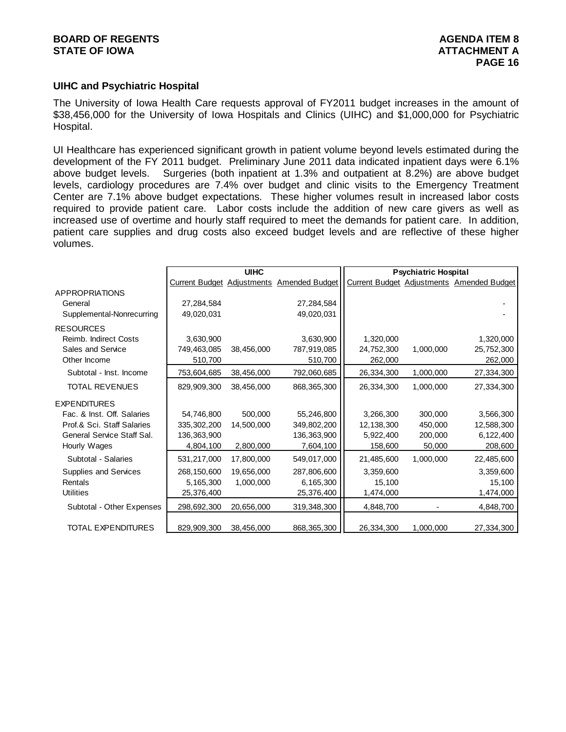## UIHC and Psychiatric Hospital

The University of Iowa Health Care requests approval of FY2011 budget increases in the amount of $38,456,000 for the University of Iowa Hospitals and Clinics (UIHC) and $1,000,000 for Psychiatric Hospital.

UI Healthcare has experienced significant growth in patient volume beyond levels estimated during the development of the FY 2011 budget. Preliminary June 2011 data indicated inpatient days were 6.1% above budget levels. Surgeries (both inpatient at 1.3% and outpatient at 8.2%) are above budget levels, cardiology procedures are 7.4% over budget and clinic visits to the Emergency Treatment Center are 7.1% above budget expectations. These higher volumes result in increased labor costs required to provide patient care. Labor costs include the addition of new care givers as well as increased use of overtime and hourly staff required to meet the demands for patient care. In addition, patient care supplies and drug costs also exceed budget levels and are reflective of these higher volumes.

| | UIHC | | | Psychiatric Hospital | | |
|---|---|---|---|---|---|---|
| | Current Budget | Adjustments | Amended Budget | Current Budget | Adjustments | Amended Budget |
| APPROPRIATIONS | | | | | | |
| General | 27,284,584 | | 27,284,584 | | | - |
| Supplemental-Nonrecurring | 49,020,031 | | 49,020,031 | | | - |
| RESOURCES | | | | | | |
| Reimb. Indirect Costs | 3,630,900 | | 3,630,900 | 1,320,000 | | 1,320,000 |
| Sales and Service | 749,463,085 | 38,456,000 | 787,919,085 | 24,752,300 | 1,000,000 | 25,752,300 |
| Other Income | 510,700 | | 510,700 | 262,000 | | 262,000 |
| Subtotal - Inst. Income | 753,604,685 | 38,456,000 | 792,060,685 | 26,334,300 | 1,000,000 | 27,334,300 |
| TOTAL REVENUES | 829,909,300 | 38,456,000 | 868,365,300 | 26,334,300 | 1,000,000 | 27,334,300 |
| EXPENDITURES | | | | | | |
| Fac. & Inst. Off. Salaries | 54,746,800 | 500,000 | 55,246,800 | 3,266,300 | 300,000 | 3,566,300 |
| Prof.& Sci. Staff Salaries | 335,302,200 | 14,500,000 | 349,802,200 | 12,138,300 | 450,000 | 12,588,300 |
| General Service Staff Sal. | 136,363,900 | | 136,363,900 | 5,922,400 | 200,000 | 6,122,400 |
| Hourly Wages | 4,804,100 | 2,800,000 | 7,604,100 | 158,600 | 50,000 | 208,600 |
| Subtotal - Salaries | 531,217,000 | 17,800,000 | 549,017,000 | 21,485,600 | 1,000,000 | 22,485,600 |
| Supplies and Services | 268,150,600 | 19,656,000 | 287,806,600 | 3,359,600 | | 3,359,600 |
| Rentals | 5,165,300 | 1,000,000 | 6,165,300 | 15,100 | | 15,100 |
| Utilities | 25,376,400 | | 25,376,400 | 1,474,000 | | 1,474,000 |
| Subtotal - Other Expenses | 298,692,300 | 20,656,000 | 319,348,300 | 4,848,700 | - | 4,848,700 |
| TOTAL EXPENDITURES | 829,909,300 | 38,456,000 | 868,365,300 | 26,334,300 | 1,000,000 | 27,334,300 |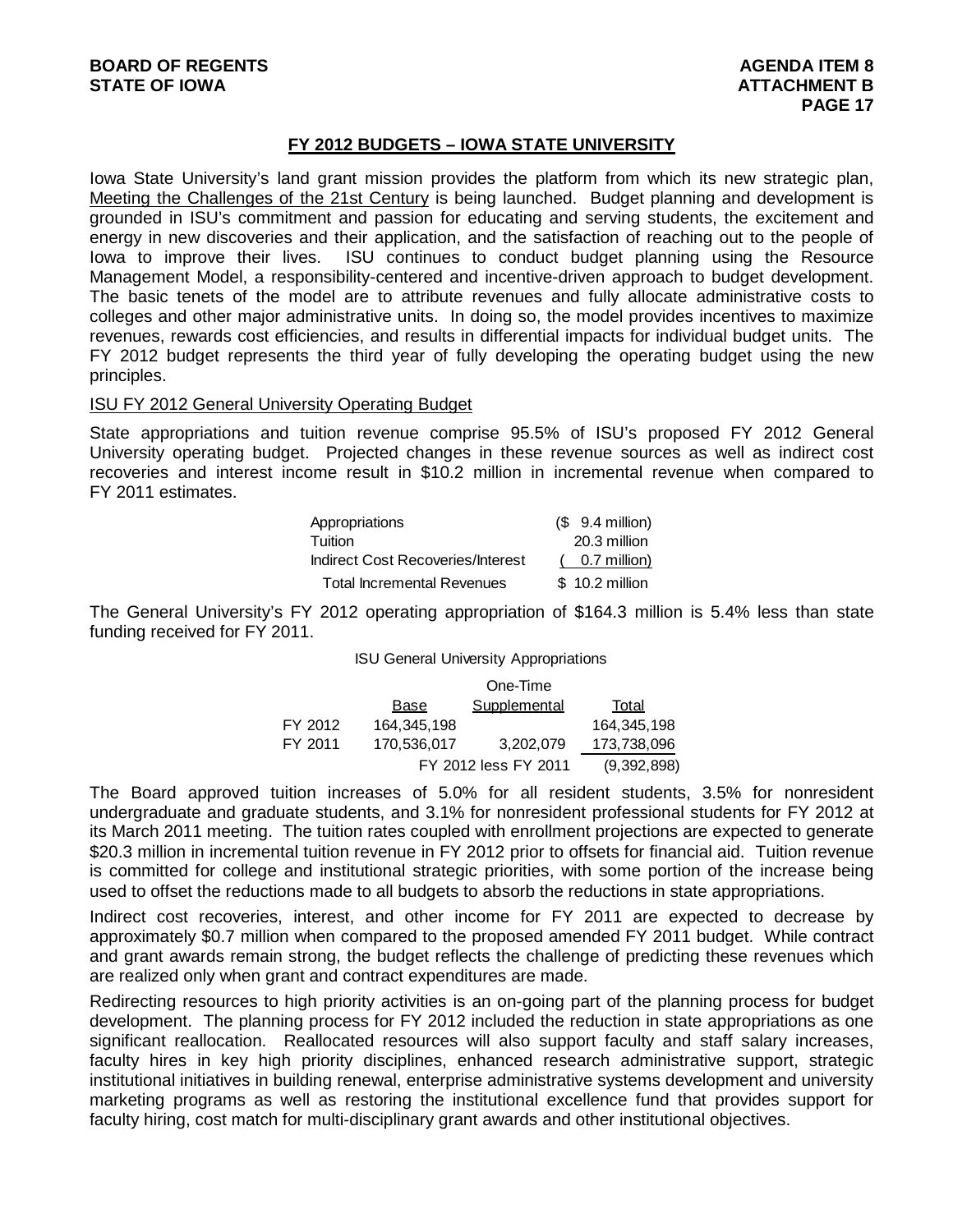## FY 2012 BUDGETS – IOWA STATE UNIVERSITY

Iowa State University's land grant mission provides the platform from which its new strategic plan, Meeting the Challenges of the 21st Century is being launched. Budget planning and development is grounded in ISU's commitment and passion for educating and serving students, the excitement and energy in new discoveries and their application, and the satisfaction of reaching out to the people of Iowa to improve their lives. ISU continues to conduct budget planning using the Resource Management Model, a responsibility-centered and incentive-driven approach to budget development. The basic tenets of the model are to attribute revenues and fully allocate administrative costs to colleges and other major administrative units. In doing so, the model provides incentives to maximize revenues, rewards cost efficiencies, and results in differential impacts for individual budget units. The FY 2012 budget represents the third year of fully developing the operating budget using the new principles.

### ISU FY 2012 General University Operating Budget

State appropriations and tuition revenue comprise 95.5% of ISU's proposed FY 2012 General University operating budget. Projected changes in these revenue sources as well as indirect cost recoveries and interest income result in $10.2 million in incremental revenue when compared to FY 2011 estimates.

| | |
|---|---|
| Appropriations | ($ 9.4 million) |
| Tuition | 20.3 million |
| Indirect Cost Recoveries/Interest | ( 0.7 million) |
| Total Incremental Revenues | $ 10.2 million |

The General University's FY 2012 operating appropriation of $164.3 million is 5.4% less than state funding received for FY 2011.

ISU General University Appropriations

| | Base | One-Time Supplemental | Total |
|---|---|---|---|
| FY 2012 | 164,345,198 | | 164,345,198 |
| FY 2011 | 170,536,017 | 3,202,079 | 173,738,096 |
| | | FY 2012 less FY 2011 | (9,392,898) |

The Board approved tuition increases of 5.0% for all resident students, 3.5% for nonresident undergraduate and graduate students, and 3.1% for nonresident professional students for FY 2012 at its March 2011 meeting. The tuition rates coupled with enrollment projections are expected to generate $20.3 million in incremental tuition revenue in FY 2012 prior to offsets for financial aid. Tuition revenue is committed for college and institutional strategic priorities, with some portion of the increase being used to offset the reductions made to all budgets to absorb the reductions in state appropriations.

Indirect cost recoveries, interest, and other income for FY 2011 are expected to decrease by approximately $0.7 million when compared to the proposed amended FY 2011 budget. While contract and grant awards remain strong, the budget reflects the challenge of predicting these revenues which are realized only when grant and contract expenditures are made.

Redirecting resources to high priority activities is an on-going part of the planning process for budget development. The planning process for FY 2012 included the reduction in state appropriations as one significant reallocation. Reallocated resources will also support faculty and staff salary increases, faculty hires in key high priority disciplines, enhanced research administrative support, strategic institutional initiatives in building renewal, enterprise administrative systems development and university marketing programs as well as restoring the institutional excellence fund that provides support for faculty hiring, cost match for multi-disciplinary grant awards and other institutional objectives.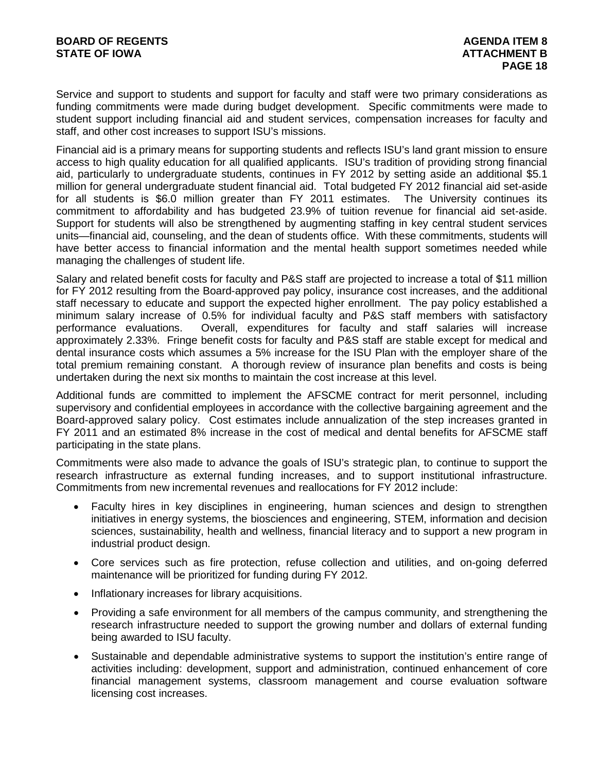Service and support to students and support for faculty and staff were two primary considerations as funding commitments were made during budget development. Specific commitments were made to student support including financial aid and student services, compensation increases for faculty and staff, and other cost increases to support ISU's missions.

Financial aid is a primary means for supporting students and reflects ISU's land grant mission to ensure access to high quality education for all qualified applicants. ISU's tradition of providing strong financial aid, particularly to undergraduate students, continues in FY 2012 by setting aside an additional $5.1 million for general undergraduate student financial aid. Total budgeted FY 2012 financial aid set-aside for all students is $6.0 million greater than FY 2011 estimates. The University continues its commitment to affordability and has budgeted 23.9% of tuition revenue for financial aid set-aside. Support for students will also be strengthened by augmenting staffing in key central student services units—financial aid, counseling, and the dean of students office. With these commitments, students will have better access to financial information and the mental health support sometimes needed while managing the challenges of student life.

Salary and related benefit costs for faculty and P&S staff are projected to increase a total of $11 million for FY 2012 resulting from the Board-approved pay policy, insurance cost increases, and the additional staff necessary to educate and support the expected higher enrollment. The pay policy established a minimum salary increase of 0.5% for individual faculty and P&S staff members with satisfactory performance evaluations. Overall, expenditures for faculty and staff salaries will increase approximately 2.33%. Fringe benefit costs for faculty and P&S staff are stable except for medical and dental insurance costs which assumes a 5% increase for the ISU Plan with the employer share of the total premium remaining constant. A thorough review of insurance plan benefits and costs is being undertaken during the next six months to maintain the cost increase at this level.

Additional funds are committed to implement the AFSCME contract for merit personnel, including supervisory and confidential employees in accordance with the collective bargaining agreement and the Board-approved salary policy. Cost estimates include annualization of the step increases granted in FY 2011 and an estimated 8% increase in the cost of medical and dental benefits for AFSCME staff participating in the state plans.

Commitments were also made to advance the goals of ISU's strategic plan, to continue to support the research infrastructure as external funding increases, and to support institutional infrastructure. Commitments from new incremental revenues and reallocations for FY 2012 include:

- Faculty hires in key disciplines in engineering, human sciences and design to strengthen initiatives in energy systems, the biosciences and engineering, STEM, information and decision sciences, sustainability, health and wellness, financial literacy and to support a new program in industrial product design.
- Core services such as fire protection, refuse collection and utilities, and on-going deferred maintenance will be prioritized for funding during FY 2012.
- Inflationary increases for library acquisitions.
- Providing a safe environment for all members of the campus community, and strengthening the research infrastructure needed to support the growing number and dollars of external funding being awarded to ISU faculty.
- Sustainable and dependable administrative systems to support the institution's entire range of activities including: development, support and administration, continued enhancement of core financial management systems, classroom management and course evaluation software licensing cost increases.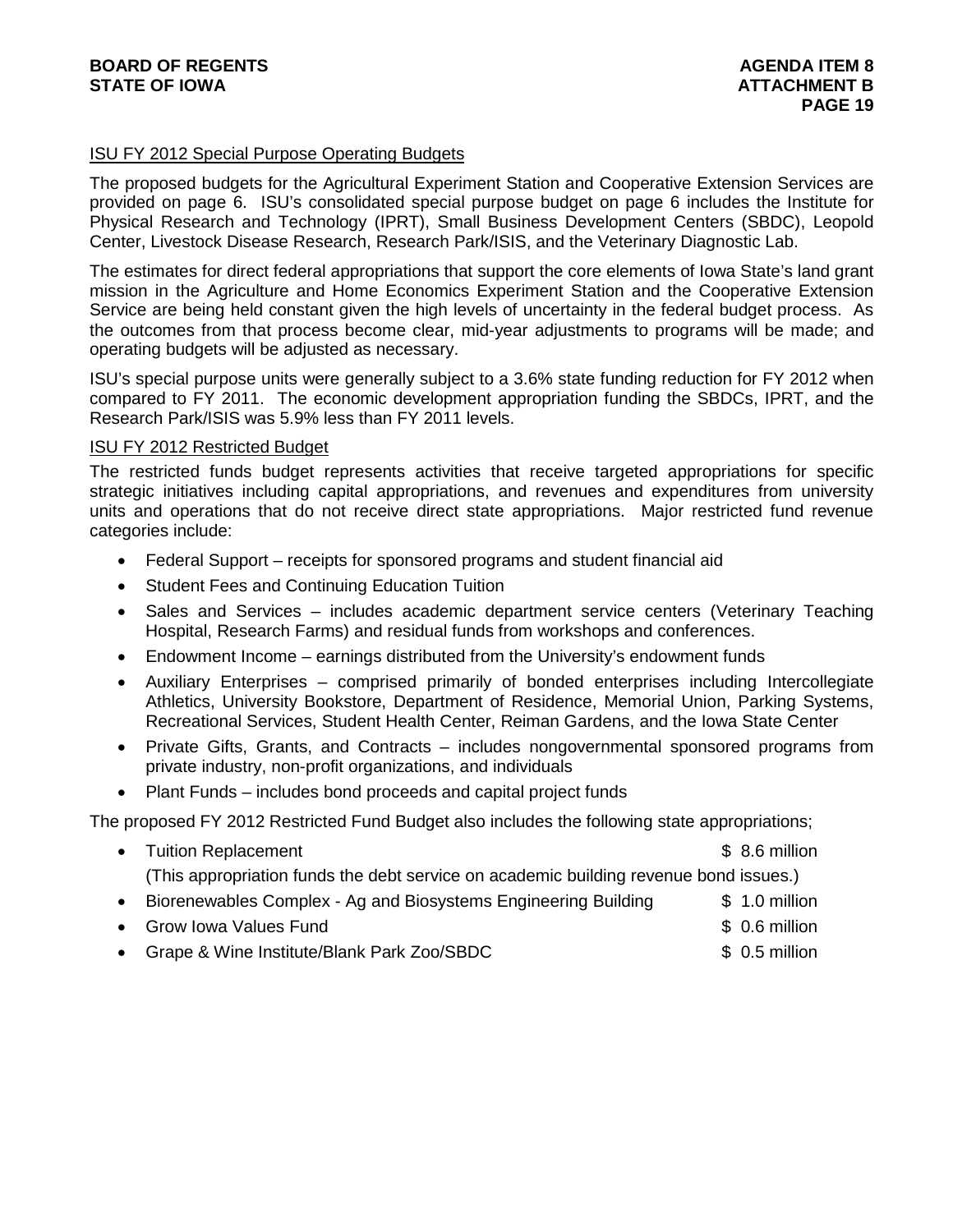ISU FY 2012 Special Purpose Operating Budgets

The proposed budgets for the Agricultural Experiment Station and Cooperative Extension Services are provided on page 6. ISU's consolidated special purpose budget on page 6 includes the Institute for Physical Research and Technology (IPRT), Small Business Development Centers (SBDC), Leopold Center, Livestock Disease Research, Research Park/ISIS, and the Veterinary Diagnostic Lab.

The estimates for direct federal appropriations that support the core elements of Iowa State's land grant mission in the Agriculture and Home Economics Experiment Station and the Cooperative Extension Service are being held constant given the high levels of uncertainty in the federal budget process. As the outcomes from that process become clear, mid-year adjustments to programs will be made; and operating budgets will be adjusted as necessary.

ISU's special purpose units were generally subject to a 3.6% state funding reduction for FY 2012 when compared to FY 2011. The economic development appropriation funding the SBDCs, IPRT, and the Research Park/ISIS was 5.9% less than FY 2011 levels.

ISU FY 2012 Restricted Budget

The restricted funds budget represents activities that receive targeted appropriations for specific strategic initiatives including capital appropriations, and revenues and expenditures from university units and operations that do not receive direct state appropriations. Major restricted fund revenue categories include:

- Federal Support – receipts for sponsored programs and student financial aid
- Student Fees and Continuing Education Tuition
- Sales and Services – includes academic department service centers (Veterinary Teaching Hospital, Research Farms) and residual funds from workshops and conferences.
- Endowment Income – earnings distributed from the University's endowment funds
- Auxiliary Enterprises – comprised primarily of bonded enterprises including Intercollegiate Athletics, University Bookstore, Department of Residence, Memorial Union, Parking Systems, Recreational Services, Student Health Center, Reiman Gardens, and the Iowa State Center
- Private Gifts, Grants, and Contracts – includes nongovernmental sponsored programs from private industry, non-profit organizations, and individuals
- Plant Funds – includes bond proceeds and capital project funds

The proposed FY 2012 Restricted Fund Budget also includes the following state appropriations;

- Tuition Replacement $ 8.6 million
  (This appropriation funds the debt service on academic building revenue bond issues.)
- Biorenewables Complex - Ag and Biosystems Engineering Building $ 1.0 million
- Grow Iowa Values Fund $ 0.6 million
- Grape & Wine Institute/Blank Park Zoo/SBDC $ 0.5 million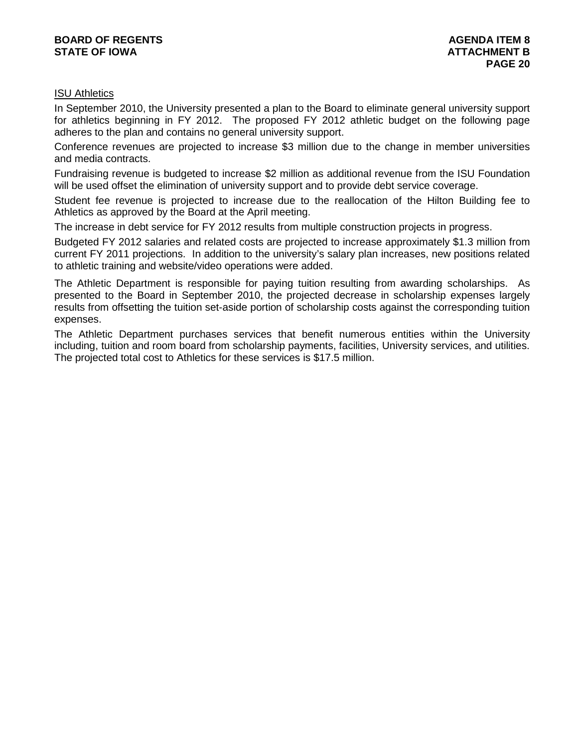<u>ISU Athletics</u>

In September 2010, the University presented a plan to the Board to eliminate general university support for athletics beginning in FY 2012. The proposed FY 2012 athletic budget on the following page adheres to the plan and contains no general university support.

Conference revenues are projected to increase $3 million due to the change in member universities and media contracts.

Fundraising revenue is budgeted to increase $2 million as additional revenue from the ISU Foundation will be used offset the elimination of university support and to provide debt service coverage.

Student fee revenue is projected to increase due to the reallocation of the Hilton Building fee to Athletics as approved by the Board at the April meeting.

The increase in debt service for FY 2012 results from multiple construction projects in progress.

Budgeted FY 2012 salaries and related costs are projected to increase approximately $1.3 million from current FY 2011 projections. In addition to the university's salary plan increases, new positions related to athletic training and website/video operations were added.

The Athletic Department is responsible for paying tuition resulting from awarding scholarships. As presented to the Board in September 2010, the projected decrease in scholarship expenses largely results from offsetting the tuition set-aside portion of scholarship costs against the corresponding tuition expenses.

The Athletic Department purchases services that benefit numerous entities within the University including, tuition and room board from scholarship payments, facilities, University services, and utilities. The projected total cost to Athletics for these services is $17.5 million.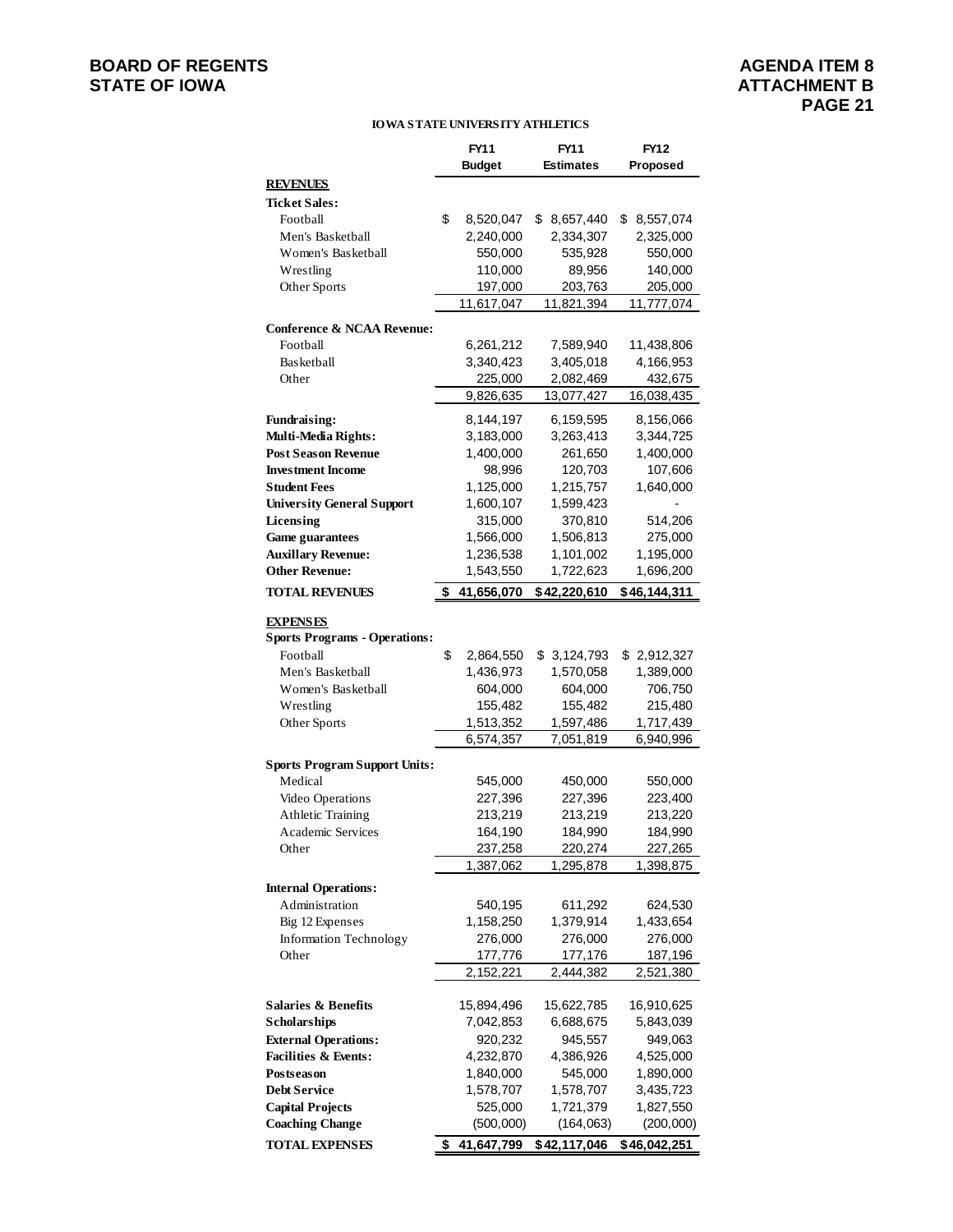**BOARD OF REGENTS**
**STATE OF IOWA**

**AGENDA ITEM 8**
**ATTACHMENT B**

**IOWA STATE UNIVERSITY ATHLETICS**

| | FY11 Budget | FY11 Estimates | FY12 Proposed |
|---|---|---|---|
| **REVENUES** | | | |
| **Ticket Sales:** | | | |
| Football | $ 8,520,047 | $ 8,657,440 | $ 8,557,074 |
| Men's Basketball | 2,240,000 | 2,334,307 | 2,325,000 |
| Women's Basketball | 550,000 | 535,928 | 550,000 |
| Wrestling | 110,000 | 89,956 | 140,000 |
| Other Sports | 197,000 | 203,763 | 205,000 |
| | 11,617,047 | 11,821,394 | 11,777,074 |
| **Conference & NCAA Revenue:** | | | |
| Football | 6,261,212 | 7,589,940 | 11,438,806 |
| Basketball | 3,340,423 | 3,405,018 | 4,166,953 |
| Other | 225,000 | 2,082,469 | 432,675 |
| | 9,826,635 | 13,077,427 | 16,038,435 |
| **Fundraising:** | 8,144,197 | 6,159,595 | 8,156,066 |
| **Multi-Media Rights:** | 3,183,000 | 3,263,413 | 3,344,725 |
| **Post Season Revenue** | 1,400,000 | 261,650 | 1,400,000 |
| **Investment Income** | 98,996 | 120,703 | 107,606 |
| **Student Fees** | 1,125,000 | 1,215,757 | 1,640,000 |
| **University General Support** | 1,600,107 | 1,599,423 | - |
| **Licensing** | 315,000 | 370,810 | 514,206 |
| **Game guarantees** | 1,566,000 | 1,506,813 | 275,000 |
| **Auxillary Revenue:** | 1,236,538 | 1,101,002 | 1,195,000 |
| **Other Revenue:** | 1,543,550 | 1,722,623 | 1,696,200 |
| **TOTAL REVENUES** | **$ 41,656,070** | **$ 42,220,610** | **$ 46,144,311** |
| **EXPENSES** | | | |
| **Sports Programs - Operations:** | | | |
| Football | $ 2,864,550 | $ 3,124,793 | $ 2,912,327 |
| Men's Basketball | 1,436,973 | 1,570,058 | 1,389,000 |
| Women's Basketball | 604,000 | 604,000 | 706,750 |
| Wrestling | 155,482 | 155,482 | 215,480 |
| Other Sports | 1,513,352 | 1,597,486 | 1,717,439 |
| | 6,574,357 | 7,051,819 | 6,940,996 |
| **Sports Program Support Units:** | | | |
| Medical | 545,000 | 450,000 | 550,000 |
| Video Operations | 227,396 | 227,396 | 223,400 |
| Athletic Training | 213,219 | 213,219 | 213,220 |
| Academic Services | 164,190 | 184,990 | 184,990 |
| Other | 237,258 | 220,274 | 227,265 |
| | 1,387,062 | 1,295,878 | 1,398,875 |
| **Internal Operations:** | | | |
| Administration | 540,195 | 611,292 | 624,530 |
| Big 12 Expenses | 1,158,250 | 1,379,914 | 1,433,654 |
| Information Technology | 276,000 | 276,000 | 276,000 |
| Other | 177,776 | 177,176 | 187,196 |
| | 2,152,221 | 2,444,382 | 2,521,380 |
| **Salaries & Benefits** | 15,894,496 | 15,622,785 | 16,910,625 |
| **Scholarships** | 7,042,853 | 6,688,675 | 5,843,039 |
| **External Operations:** | 920,232 | 945,557 | 949,063 |
| **Facilities & Events:** | 4,232,870 | 4,386,926 | 4,525,000 |
| **Postseason** | 1,840,000 | 545,000 | 1,890,000 |
| **Debt Service** | 1,578,707 | 1,578,707 | 3,435,723 |
| **Capital Projects** | 525,000 | 1,721,379 | 1,827,550 |
| **Coaching Change** | (500,000) | (164,063) | (200,000) |
| **TOTAL EXPENSES** | **$ 41,647,799** | **$ 42,117,046** | **$ 46,042,251** |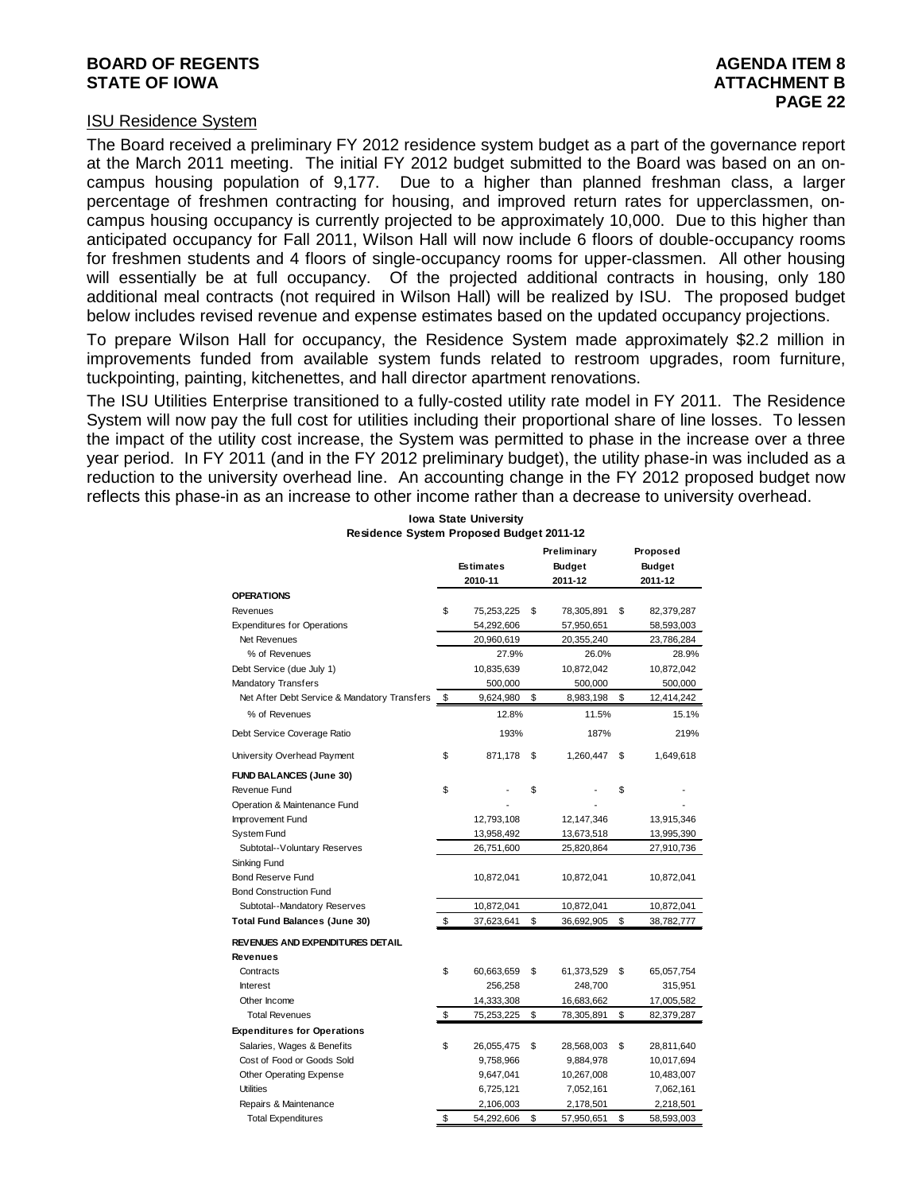**BOARD OF REGENTS**
**STATE OF IOWA**

**AGENDA ITEM 8**
**ATTACHMENT B**

### ISU Residence System

The Board received a preliminary FY 2012 residence system budget as a part of the governance report at the March 2011 meeting. The initial FY 2012 budget submitted to the Board was based on an on-campus housing population of 9,177. Due to a higher than planned freshman class, a larger percentage of freshmen contracting for housing, and improved return rates for upperclassmen, on-campus housing occupancy is currently projected to be approximately 10,000. Due to this higher than anticipated occupancy for Fall 2011, Wilson Hall will now include 6 floors of double-occupancy rooms for freshmen students and 4 floors of single-occupancy rooms for upper-classmen. All other housing will essentially be at full occupancy. Of the projected additional contracts in housing, only 180 additional meal contracts (not required in Wilson Hall) will be realized by ISU. The proposed budget below includes revised revenue and expense estimates based on the updated occupancy projections.

To prepare Wilson Hall for occupancy, the Residence System made approximately $2.2 million in improvements funded from available system funds related to restroom upgrades, room furniture, tuckpointing, painting, kitchenettes, and hall director apartment renovations.

The ISU Utilities Enterprise transitioned to a fully-costed utility rate model in FY 2011. The Residence System will now pay the full cost for utilities including their proportional share of line losses. To lessen the impact of the utility cost increase, the System was permitted to phase in the increase over a three year period. In FY 2011 (and in the FY 2012 preliminary budget), the utility phase-in was included as a reduction to the university overhead line. An accounting change in the FY 2012 proposed budget now reflects this phase-in as an increase to other income rather than a decrease to university overhead.

**Iowa State University**
**Residence System Proposed Budget 2011-12**

| | Estimates 2010-11 | Preliminary Budget 2011-12 | Proposed Budget 2011-12 |
|---|---|---|---|
| **OPERATIONS** | | | |
| Revenues | $ 75,253,225 | $ 78,305,891 | $ 82,379,287 |
| Expenditures for Operations | 54,292,606 | 57,950,651 | 58,593,003 |
| Net Revenues | 20,960,619 | 20,355,240 | 23,786,284 |
| % of Revenues | 27.9% | 26.0% | 28.9% |
| Debt Service (due July 1) | 10,835,639 | 10,872,042 | 10,872,042 |
| Mandatory Transfers | 500,000 | 500,000 | 500,000 |
| Net After Debt Service & Mandatory Transfers | $ 9,624,980 | $ 8,983,198 | $ 12,414,242 |
| % of Revenues | 12.8% | 11.5% | 15.1% |
| Debt Service Coverage Ratio | 193% | 187% | 219% |
| University Overhead Payment | $ 871,178 | $ 1,260,447 | $ 1,649,618 |
| **FUND BALANCES (June 30)** | | | |
| Revenue Fund | $ - | $ - | $ - |
| Operation & Maintenance Fund | - | - | - |
| Improvement Fund | 12,793,108 | 12,147,346 | 13,915,346 |
| System Fund | 13,958,492 | 13,673,518 | 13,995,390 |
| Subtotal--Voluntary Reserves | 26,751,600 | 25,820,864 | 27,910,736 |
| Sinking Fund | | | |
| Bond Reserve Fund | 10,872,041 | 10,872,041 | 10,872,041 |
| Bond Construction Fund | | | |
| Subtotal--Mandatory Reserves | 10,872,041 | 10,872,041 | 10,872,041 |
| **Total Fund Balances (June 30)** | $ 37,623,641 | $ 36,692,905 | $ 38,782,777 |
| **REVENUES AND EXPENDITURES DETAIL** | | | |
| **Revenues** | | | |
| Contracts | $ 60,663,659 | $ 61,373,529 | $ 65,057,754 |
| Interest | 256,258 | 248,700 | 315,951 |
| Other Income | 14,333,308 | 16,683,662 | 17,005,582 |
| Total Revenues | $ 75,253,225 | $ 78,305,891 | $ 82,379,287 |
| **Expenditures for Operations** | | | |
| Salaries, Wages & Benefits | $ 26,055,475 | $ 28,568,003 | $ 28,811,640 |
| Cost of Food or Goods Sold | 9,758,966 | 9,884,978 | 10,017,694 |
| Other Operating Expense | 9,647,041 | 10,267,008 | 10,483,007 |
| Utilities | 6,725,121 | 7,052,161 | 7,062,161 |
| Repairs & Maintenance | 2,106,003 | 2,178,501 | 2,218,501 |
| Total Expenditures | $ 54,292,606 | $ 57,950,651 | $ 58,593,003 |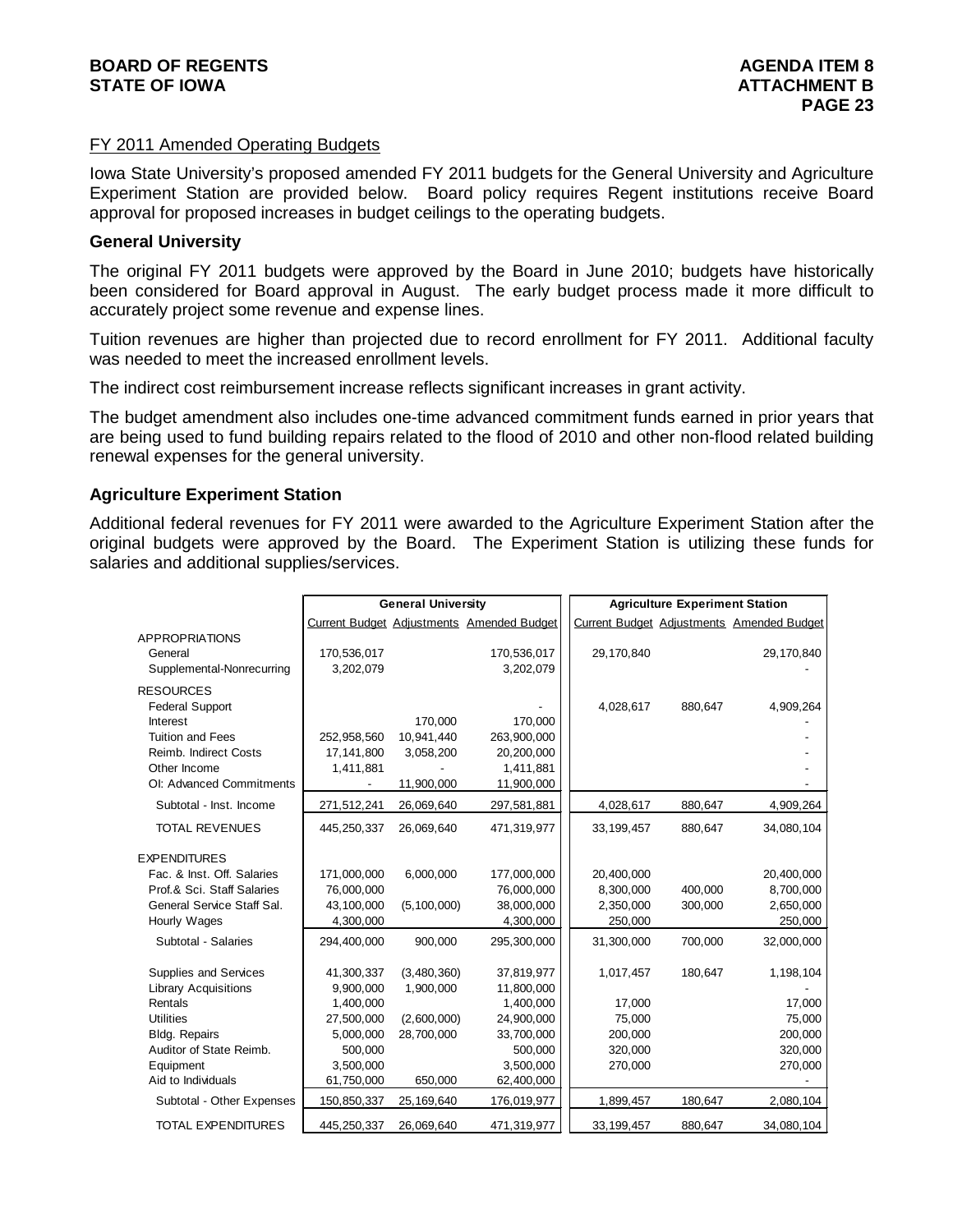FY 2011 Amended Operating Budgets

Iowa State University's proposed amended FY 2011 budgets for the General University and Agriculture Experiment Station are provided below. Board policy requires Regent institutions receive Board approval for proposed increases in budget ceilings to the operating budgets.

### General University

The original FY 2011 budgets were approved by the Board in June 2010; budgets have historically been considered for Board approval in August. The early budget process made it more difficult to accurately project some revenue and expense lines.

Tuition revenues are higher than projected due to record enrollment for FY 2011. Additional faculty was needed to meet the increased enrollment levels.

The indirect cost reimbursement increase reflects significant increases in grant activity.

The budget amendment also includes one-time advanced commitment funds earned in prior years that are being used to fund building repairs related to the flood of 2010 and other non-flood related building renewal expenses for the general university.

### Agriculture Experiment Station

Additional federal revenues for FY 2011 were awarded to the Agriculture Experiment Station after the original budgets were approved by the Board. The Experiment Station is utilizing these funds for salaries and additional supplies/services.

| | General University | | | Agriculture Experiment Station | | |
|---|---|---|---|---|---|---|
| | Current Budget | Adjustments | Amended Budget | Current Budget | Adjustments | Amended Budget |
| APPROPRIATIONS | | | | | | |
| General | 170,536,017 | | 170,536,017 | 29,170,840 | | 29,170,840 |
| Supplemental-Nonrecurring | 3,202,079 | | 3,202,079 | | | - |
| RESOURCES | | | | | | |
| Federal Support | | | - | 4,028,617 | 880,647 | 4,909,264 |
| Interest | | 170,000 | 170,000 | | | - |
| Tuition and Fees | 252,958,560 | 10,941,440 | 263,900,000 | | | - |
| Reimb. Indirect Costs | 17,141,800 | 3,058,200 | 20,200,000 | | | - |
| Other Income | 1,411,881 | - | 1,411,881 | | | - |
| OI: Advanced Commitments | - | 11,900,000 | 11,900,000 | | | - |
| Subtotal - Inst. Income | 271,512,241 | 26,069,640 | 297,581,881 | 4,028,617 | 880,647 | 4,909,264 |
| TOTAL REVENUES | 445,250,337 | 26,069,640 | 471,319,977 | 33,199,457 | 880,647 | 34,080,104 |
| EXPENDITURES | | | | | | |
| Fac. & Inst. Off. Salaries | 171,000,000 | 6,000,000 | 177,000,000 | 20,400,000 | | 20,400,000 |
| Prof.& Sci. Staff Salaries | 76,000,000 | | 76,000,000 | 8,300,000 | 400,000 | 8,700,000 |
| General Service Staff Sal. | 43,100,000 | (5,100,000) | 38,000,000 | 2,350,000 | 300,000 | 2,650,000 |
| Hourly Wages | 4,300,000 | | 4,300,000 | 250,000 | | 250,000 |
| Subtotal - Salaries | 294,400,000 | 900,000 | 295,300,000 | 31,300,000 | 700,000 | 32,000,000 |
| Supplies and Services | 41,300,337 | (3,480,360) | 37,819,977 | 1,017,457 | 180,647 | 1,198,104 |
| Library Acquisitions | 9,900,000 | 1,900,000 | 11,800,000 | | | - |
| Rentals | 1,400,000 | | 1,400,000 | 17,000 | | 17,000 |
| Utilities | 27,500,000 | (2,600,000) | 24,900,000 | 75,000 | | 75,000 |
| Bldg. Repairs | 5,000,000 | 28,700,000 | 33,700,000 | 200,000 | | 200,000 |
| Auditor of State Reimb. | 500,000 | | 500,000 | 320,000 | | 320,000 |
| Equipment | 3,500,000 | | 3,500,000 | 270,000 | | 270,000 |
| Aid to Individuals | 61,750,000 | 650,000 | 62,400,000 | | | - |
| Subtotal - Other Expenses | 150,850,337 | 25,169,640 | 176,019,977 | 1,899,457 | 180,647 | 2,080,104 |
| TOTAL EXPENDITURES | 445,250,337 | 26,069,640 | 471,319,977 | 33,199,457 | 880,647 | 34,080,104 |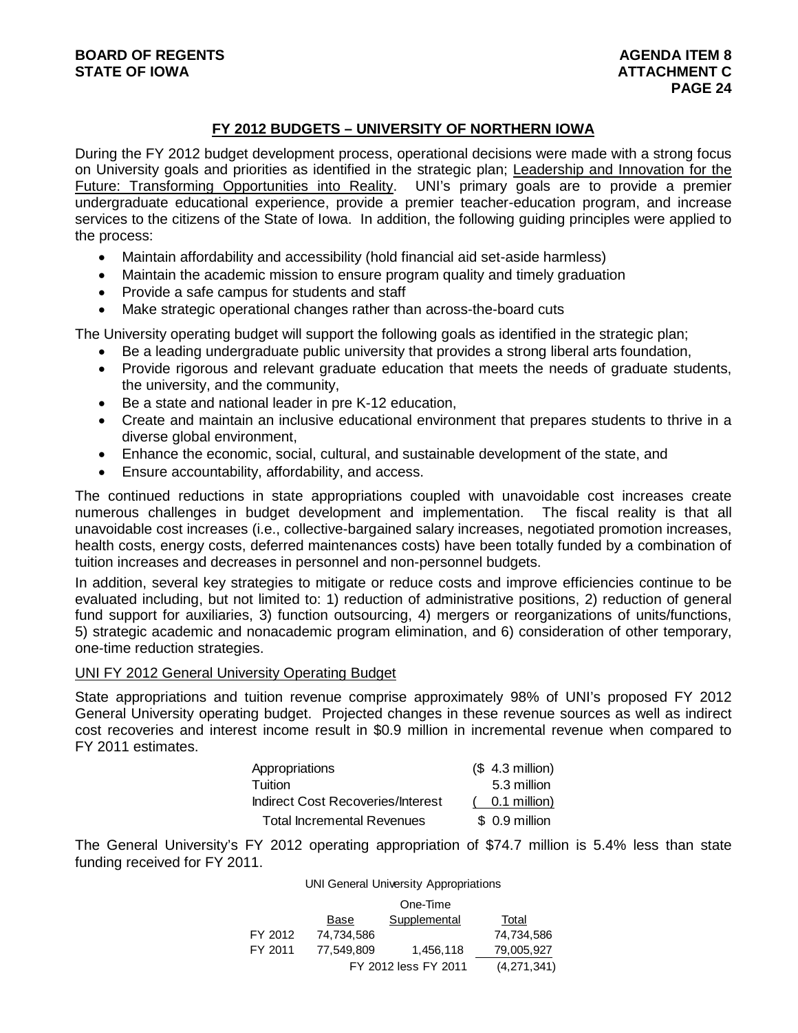## FY 2012 BUDGETS – UNIVERSITY OF NORTHERN IOWA

During the FY 2012 budget development process, operational decisions were made with a strong focus on University goals and priorities as identified in the strategic plan; Leadership and Innovation for the Future: Transforming Opportunities into Reality. UNI's primary goals are to provide a premier undergraduate educational experience, provide a premier teacher-education program, and increase services to the citizens of the State of Iowa. In addition, the following guiding principles were applied to the process:

- Maintain affordability and accessibility (hold financial aid set-aside harmless)
- Maintain the academic mission to ensure program quality and timely graduation
- Provide a safe campus for students and staff
- Make strategic operational changes rather than across-the-board cuts

The University operating budget will support the following goals as identified in the strategic plan;

- Be a leading undergraduate public university that provides a strong liberal arts foundation,
- Provide rigorous and relevant graduate education that meets the needs of graduate students, the university, and the community,
- Be a state and national leader in pre K-12 education,
- Create and maintain an inclusive educational environment that prepares students to thrive in a diverse global environment,
- Enhance the economic, social, cultural, and sustainable development of the state, and
- Ensure accountability, affordability, and access.

The continued reductions in state appropriations coupled with unavoidable cost increases create numerous challenges in budget development and implementation. The fiscal reality is that all unavoidable cost increases (i.e., collective-bargained salary increases, negotiated promotion increases, health costs, energy costs, deferred maintenances costs) have been totally funded by a combination of tuition increases and decreases in personnel and non-personnel budgets.

In addition, several key strategies to mitigate or reduce costs and improve efficiencies continue to be evaluated including, but not limited to: 1) reduction of administrative positions, 2) reduction of general fund support for auxiliaries, 3) function outsourcing, 4) mergers or reorganizations of units/functions, 5) strategic academic and nonacademic program elimination, and 6) consideration of other temporary, one-time reduction strategies.

### UNI FY 2012 General University Operating Budget

State appropriations and tuition revenue comprise approximately 98% of UNI's proposed FY 2012 General University operating budget. Projected changes in these revenue sources as well as indirect cost recoveries and interest income result in $0.9 million in incremental revenue when compared to FY 2011 estimates.

| | |
|---|---|
| Appropriations | ($ 4.3 million) |
| Tuition | 5.3 million |
| Indirect Cost Recoveries/Interest | ( 0.1 million) |
| Total Incremental Revenues | $ 0.9 million |

The General University's FY 2012 operating appropriation of $74.7 million is 5.4% less than state funding received for FY 2011.

UNI General University Appropriations

| | Base | One-Time Supplemental | Total |
|---|---|---|---|
| FY 2012 | 74,734,586 | | 74,734,586 |
| FY 2011 | 77,549,809 | 1,456,118 | 79,005,927 |
| | | FY 2012 less FY 2011 | (4,271,341) |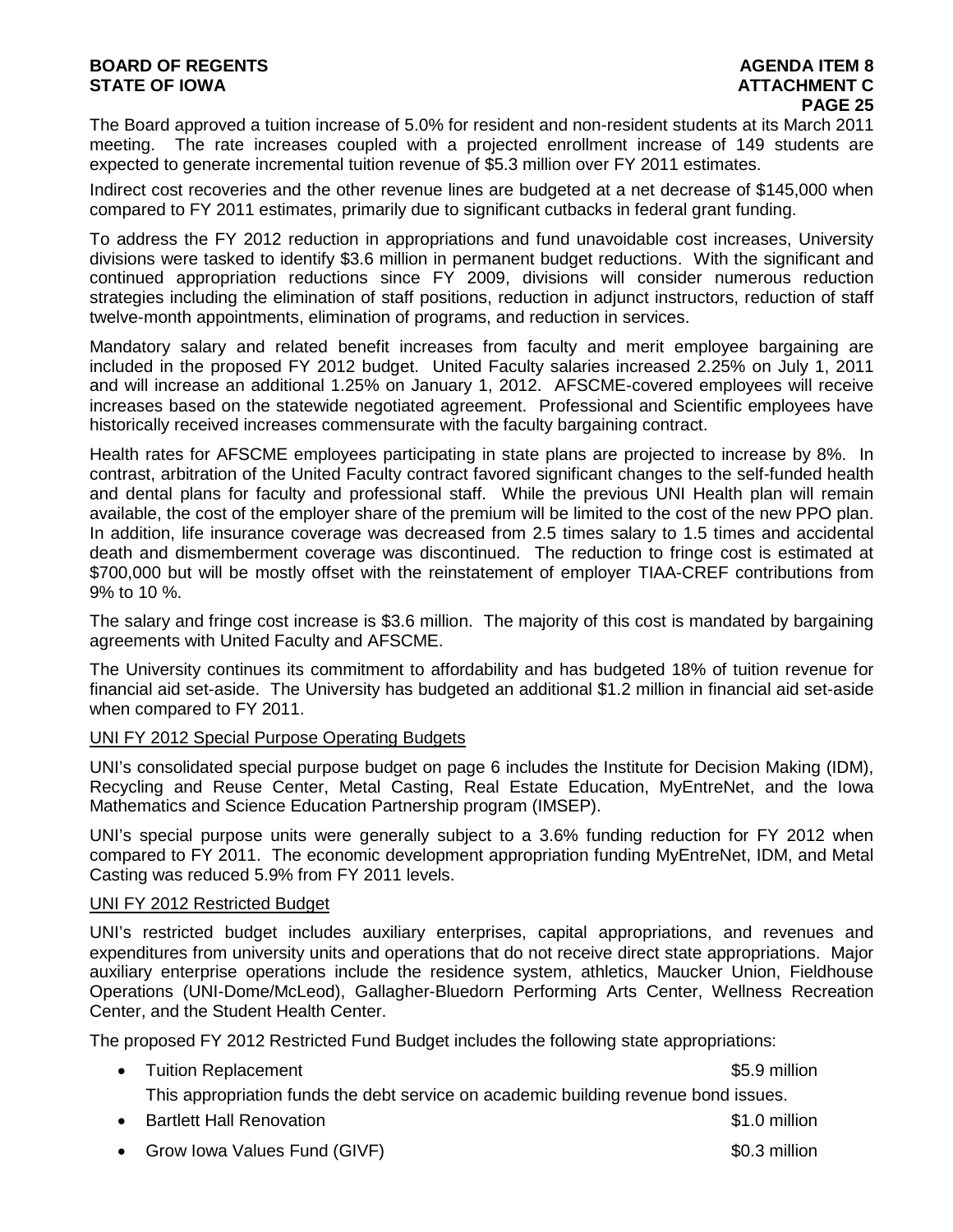The Board approved a tuition increase of 5.0% for resident and non-resident students at its March 2011 meeting. The rate increases coupled with a projected enrollment increase of 149 students are expected to generate incremental tuition revenue of $5.3 million over FY 2011 estimates.

Indirect cost recoveries and the other revenue lines are budgeted at a net decrease of $145,000 when compared to FY 2011 estimates, primarily due to significant cutbacks in federal grant funding.

To address the FY 2012 reduction in appropriations and fund unavoidable cost increases, University divisions were tasked to identify $3.6 million in permanent budget reductions. With the significant and continued appropriation reductions since FY 2009, divisions will consider numerous reduction strategies including the elimination of staff positions, reduction in adjunct instructors, reduction of staff twelve-month appointments, elimination of programs, and reduction in services.

Mandatory salary and related benefit increases from faculty and merit employee bargaining are included in the proposed FY 2012 budget. United Faculty salaries increased 2.25% on July 1, 2011 and will increase an additional 1.25% on January 1, 2012. AFSCME-covered employees will receive increases based on the statewide negotiated agreement. Professional and Scientific employees have historically received increases commensurate with the faculty bargaining contract.

Health rates for AFSCME employees participating in state plans are projected to increase by 8%. In contrast, arbitration of the United Faculty contract favored significant changes to the self-funded health and dental plans for faculty and professional staff. While the previous UNI Health plan will remain available, the cost of the employer share of the premium will be limited to the cost of the new PPO plan. In addition, life insurance coverage was decreased from 2.5 times salary to 1.5 times and accidental death and dismemberment coverage was discontinued. The reduction to fringe cost is estimated at $700,000 but will be mostly offset with the reinstatement of employer TIAA-CREF contributions from 9% to 10 %.

The salary and fringe cost increase is $3.6 million. The majority of this cost is mandated by bargaining agreements with United Faculty and AFSCME.

The University continues its commitment to affordability and has budgeted 18% of tuition revenue for financial aid set-aside. The University has budgeted an additional $1.2 million in financial aid set-aside when compared to FY 2011.

<u>UNI FY 2012 Special Purpose Operating Budgets</u>

UNI's consolidated special purpose budget on page 6 includes the Institute for Decision Making (IDM), Recycling and Reuse Center, Metal Casting, Real Estate Education, MyEntreNet, and the Iowa Mathematics and Science Education Partnership program (IMSEP).

UNI's special purpose units were generally subject to a 3.6% funding reduction for FY 2012 when compared to FY 2011. The economic development appropriation funding MyEntreNet, IDM, and Metal Casting was reduced 5.9% from FY 2011 levels.

<u>UNI FY 2012 Restricted Budget</u>

UNI's restricted budget includes auxiliary enterprises, capital appropriations, and revenues and expenditures from university units and operations that do not receive direct state appropriations. Major auxiliary enterprise operations include the residence system, athletics, Maucker Union, Fieldhouse Operations (UNI-Dome/McLeod), Gallagher-Bluedorn Performing Arts Center, Wellness Recreation Center, and the Student Health Center.

The proposed FY 2012 Restricted Fund Budget includes the following state appropriations:

- Tuition Replacement — $5.9 million

  This appropriation funds the debt service on academic building revenue bond issues.
- Bartlett Hall Renovation — $1.0 million
- Grow Iowa Values Fund (GIVF) — $0.3 million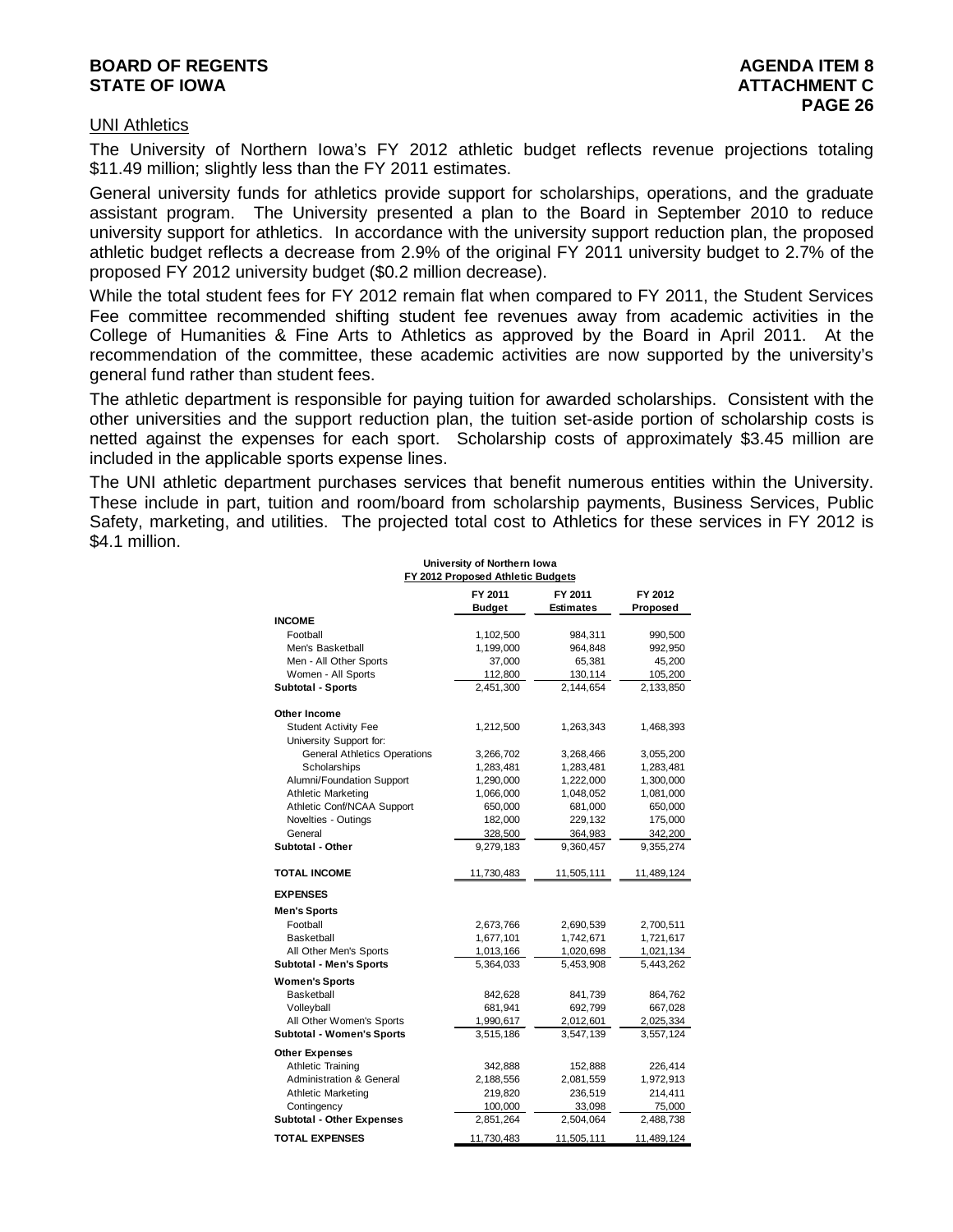## UNI Athletics

The University of Northern Iowa's FY 2012 athletic budget reflects revenue projections totaling $11.49 million; slightly less than the FY 2011 estimates.

General university funds for athletics provide support for scholarships, operations, and the graduate assistant program. The University presented a plan to the Board in September 2010 to reduce university support for athletics. In accordance with the university support reduction plan, the proposed athletic budget reflects a decrease from 2.9% of the original FY 2011 university budget to 2.7% of the proposed FY 2012 university budget ($0.2 million decrease).

While the total student fees for FY 2012 remain flat when compared to FY 2011, the Student Services Fee committee recommended shifting student fee revenues away from academic activities in the College of Humanities & Fine Arts to Athletics as approved by the Board in April 2011. At the recommendation of the committee, these academic activities are now supported by the university's general fund rather than student fees.

The athletic department is responsible for paying tuition for awarded scholarships. Consistent with the other universities and the support reduction plan, the tuition set-aside portion of scholarship costs is netted against the expenses for each sport. Scholarship costs of approximately $3.45 million are included in the applicable sports expense lines.

The UNI athletic department purchases services that benefit numerous entities within the University. These include in part, tuition and room/board from scholarship payments, Business Services, Public Safety, marketing, and utilities. The projected total cost to Athletics for these services in FY 2012 is $4.1 million.

**University of Northern Iowa**
**FY 2012 Proposed Athletic Budgets**

| | FY 2011 Budget | FY 2011 Estimates | FY 2012 Proposed |
|---|---|---|---|
| **INCOME** | | | |
| Football | 1,102,500 | 984,311 | 990,500 |
| Men's Basketball | 1,199,000 | 964,848 | 992,950 |
| Men - All Other Sports | 37,000 | 65,381 | 45,200 |
| Women - All Sports | 112,800 | 130,114 | 105,200 |
| **Subtotal - Sports** | 2,451,300 | 2,144,654 | 2,133,850 |
| **Other Income** | | | |
| Student Activity Fee | 1,212,500 | 1,263,343 | 1,468,393 |
| University Support for: | | | |
| General Athletics Operations | 3,266,702 | 3,268,466 | 3,055,200 |
| Scholarships | 1,283,481 | 1,283,481 | 1,283,481 |
| Alumni/Foundation Support | 1,290,000 | 1,222,000 | 1,300,000 |
| Athletic Marketing | 1,066,000 | 1,048,052 | 1,081,000 |
| Athletic Conf/NCAA Support | 650,000 | 681,000 | 650,000 |
| Novelties - Outings | 182,000 | 229,132 | 175,000 |
| General | 328,500 | 364,983 | 342,200 |
| **Subtotal - Other** | 9,279,183 | 9,360,457 | 9,355,274 |
| **TOTAL INCOME** | 11,730,483 | 11,505,111 | 11,489,124 |
| **EXPENSES** | | | |
| **Men's Sports** | | | |
| Football | 2,673,766 | 2,690,539 | 2,700,511 |
| Basketball | 1,677,101 | 1,742,671 | 1,721,617 |
| All Other Men's Sports | 1,013,166 | 1,020,698 | 1,021,134 |
| **Subtotal - Men's Sports** | 5,364,033 | 5,453,908 | 5,443,262 |
| **Women's Sports** | | | |
| Basketball | 842,628 | 841,739 | 864,762 |
| Volleyball | 681,941 | 692,799 | 667,028 |
| All Other Women's Sports | 1,990,617 | 2,012,601 | 2,025,334 |
| **Subtotal - Women's Sports** | 3,515,186 | 3,547,139 | 3,557,124 |
| **Other Expenses** | | | |
| Athletic Training | 342,888 | 152,888 | 226,414 |
| Administration & General | 2,188,556 | 2,081,559 | 1,972,913 |
| Athletic Marketing | 219,820 | 236,519 | 214,411 |
| Contingency | 100,000 | 33,098 | 75,000 |
| **Subtotal - Other Expenses** | 2,851,264 | 2,504,064 | 2,488,738 |
| **TOTAL EXPENSES** | 11,730,483 | 11,505,111 | 11,489,124 |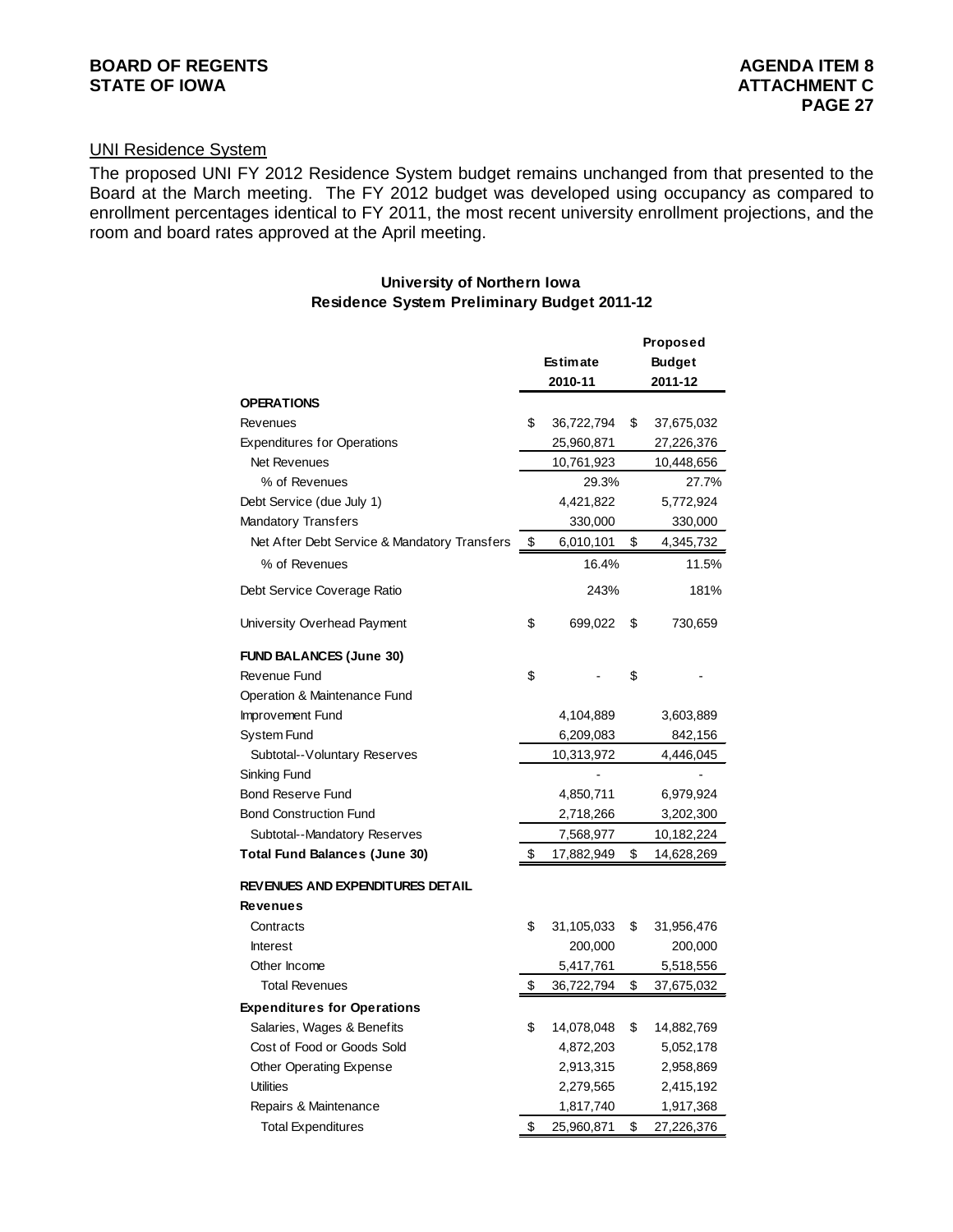UNI Residence System

The proposed UNI FY 2012 Residence System budget remains unchanged from that presented to the Board at the March meeting. The FY 2012 budget was developed using occupancy as compared to enrollment percentages identical to FY 2011, the most recent university enrollment projections, and the room and board rates approved at the April meeting.

**University of Northern Iowa**
**Residence System Preliminary Budget 2011-12**

| | Estimate 2010-11 | Proposed Budget 2011-12 |
|---|---|---|
| **OPERATIONS** | | |
| Revenues | $ 36,722,794 | $ 37,675,032 |
| Expenditures for Operations | 25,960,871 | 27,226,376 |
| Net Revenues | 10,761,923 | 10,448,656 |
| % of Revenues | 29.3% | 27.7% |
| Debt Service (due July 1) | 4,421,822 | 5,772,924 |
| Mandatory Transfers | 330,000 | 330,000 |
| Net After Debt Service & Mandatory Transfers | $ 6,010,101 | $ 4,345,732 |
| % of Revenues | 16.4% | 11.5% |
| Debt Service Coverage Ratio | 243% | 181% |
| University Overhead Payment | $ 699,022 | $ 730,659 |
| **FUND BALANCES (June 30)** | | |
| Revenue Fund | $ - | $ - |
| Operation & Maintenance Fund | | |
| Improvement Fund | 4,104,889 | 3,603,889 |
| System Fund | 6,209,083 | 842,156 |
| Subtotal--Voluntary Reserves | 10,313,972 | 4,446,045 |
| Sinking Fund | - | - |
| Bond Reserve Fund | 4,850,711 | 6,979,924 |
| Bond Construction Fund | 2,718,266 | 3,202,300 |
| Subtotal--Mandatory Reserves | 7,568,977 | 10,182,224 |
| **Total Fund Balances (June 30)** | $ 17,882,949 | $ 14,628,269 |
| **REVENUES AND EXPENDITURES DETAIL** | | |
| **Revenues** | | |
| Contracts | $ 31,105,033 | $ 31,956,476 |
| Interest | 200,000 | 200,000 |
| Other Income | 5,417,761 | 5,518,556 |
| Total Revenues | $ 36,722,794 | $ 37,675,032 |
| **Expenditures for Operations** | | |
| Salaries, Wages & Benefits | $ 14,078,048 | $ 14,882,769 |
| Cost of Food or Goods Sold | 4,872,203 | 5,052,178 |
| Other Operating Expense | 2,913,315 | 2,958,869 |
| Utilities | 2,279,565 | 2,415,192 |
| Repairs & Maintenance | 1,817,740 | 1,917,368 |
| Total Expenditures | $ 25,960,871 | $ 27,226,376 |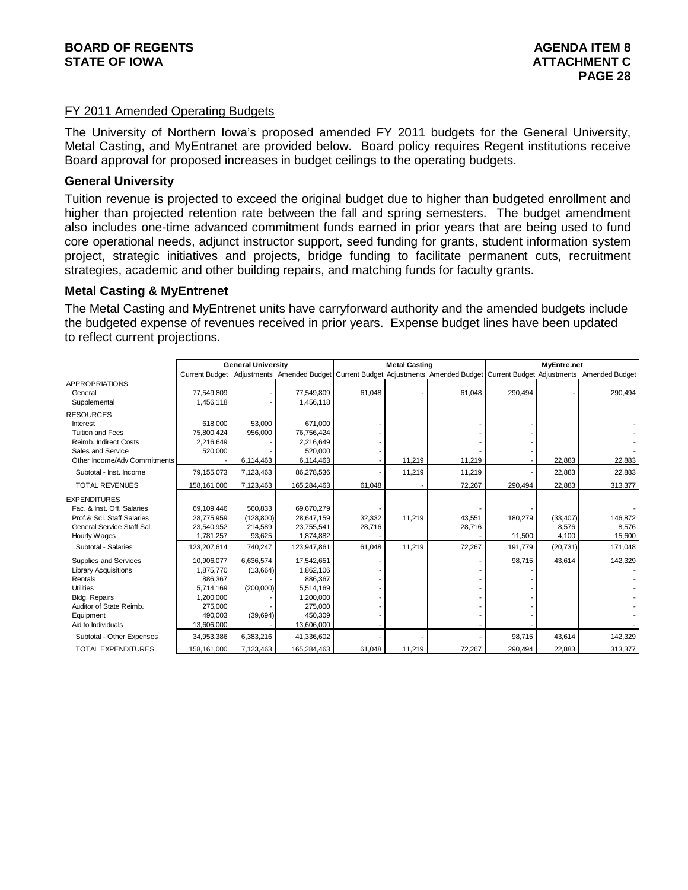## FY 2011 Amended Operating Budgets

The University of Northern Iowa's proposed amended FY 2011 budgets for the General University, Metal Casting, and MyEntranet are provided below. Board policy requires Regent institutions receive Board approval for proposed increases in budget ceilings to the operating budgets.

### General University

Tuition revenue is projected to exceed the original budget due to higher than budgeted enrollment and higher than projected retention rate between the fall and spring semesters. The budget amendment also includes one-time advanced commitment funds earned in prior years that are being used to fund core operational needs, adjunct instructor support, seed funding for grants, student information system project, strategic initiatives and projects, bridge funding to facilitate permanent cuts, recruitment strategies, academic and other building repairs, and matching funds for faculty grants.

### Metal Casting & MyEntrenet

The Metal Casting and MyEntrenet units have carryforward authority and the amended budgets include the budgeted expense of revenues received in prior years. Expense budget lines have been updated to reflect current projections.

| | General University | | | Metal Casting | | | MyEntre.net | | |
|---|---|---|---|---|---|---|---|---|---|
| | Current Budget | Adjustments | Amended Budget | Current Budget | Adjustments | Amended Budget | Current Budget | Adjustments | Amended Budget |
| APPROPRIATIONS | | | | | | | | | |
| General | 77,549,809 | - | 77,549,809 | 61,048 | - | 61,048 | 290,494 | - | 290,494 |
| Supplemental | 1,456,118 | - | 1,456,118 | | | | | | |
| RESOURCES | | | | | | | | | |
| Interest | 618,000 | 53,000 | 671,000 | - | | - | - | | - |
| Tuition and Fees | 75,800,424 | 956,000 | 76,756,424 | - | | - | - | | - |
| Reimb. Indirect Costs | 2,216,649 | - | 2,216,649 | - | | - | - | | - |
| Sales and Service | 520,000 | - | 520,000 | - | | - | - | | - |
| Other Income/Adv Commitments | - | 6,114,463 | 6,114,463 | - | 11,219 | 11,219 | - | 22,883 | 22,883 |
| Subtotal - Inst. Income | 79,155,073 | 7,123,463 | 86,278,536 | - | 11,219 | 11,219 | - | 22,883 | 22,883 |
| TOTAL REVENUES | 158,161,000 | 7,123,463 | 165,284,463 | 61,048 | - | 72,267 | 290,494 | 22,883 | 313,377 |
| EXPENDITURES | | | | | | | | | |
| Fac. & Inst. Off. Salaries | 69,109,446 | 560,833 | 69,670,279 | - | | - | - | | - |
| Prof.& Sci. Staff Salaries | 28,775,959 | (128,800) | 28,647,159 | 32,332 | 11,219 | 43,551 | 180,279 | (33,407) | 146,872 |
| General Service Staff Sal. | 23,540,952 | 214,589 | 23,755,541 | 28,716 | | 28,716 | | 8,576 | 8,576 |
| Hourly Wages | 1,781,257 | 93,625 | 1,874,882 | - | | - | 11,500 | 4,100 | 15,600 |
| Subtotal - Salaries | 123,207,614 | 740,247 | 123,947,861 | 61,048 | 11,219 | 72,267 | 191,779 | (20,731) | 171,048 |
| Supplies and Services | 10,906,077 | 6,636,574 | 17,542,651 | - | | - | 98,715 | 43,614 | 142,329 |
| Library Acquisitions | 1,875,770 | (13,664) | 1,862,106 | - | | - | - | | - |
| Rentals | 886,367 | - | 886,367 | - | | - | - | | - |
| Utilities | 5,714,169 | (200,000) | 5,514,169 | - | | - | - | | - |
| Bldg. Repairs | 1,200,000 | - | 1,200,000 | - | | - | - | | - |
| Auditor of State Reimb. | 275,000 | - | 275,000 | - | | - | - | | - |
| Equipment | 490,003 | (39,694) | 450,309 | - | | - | - | | - |
| Aid to Individuals | 13,606,000 | - | 13,606,000 | - | | - | - | | - |
| Subtotal - Other Expenses | 34,953,386 | 6,383,216 | 41,336,602 | - | - | - | 98,715 | 43,614 | 142,329 |
| TOTAL EXPENDITURES | 158,161,000 | 7,123,463 | 165,284,463 | 61,048 | 11,219 | 72,267 | 290,494 | 22,883 | 313,377 |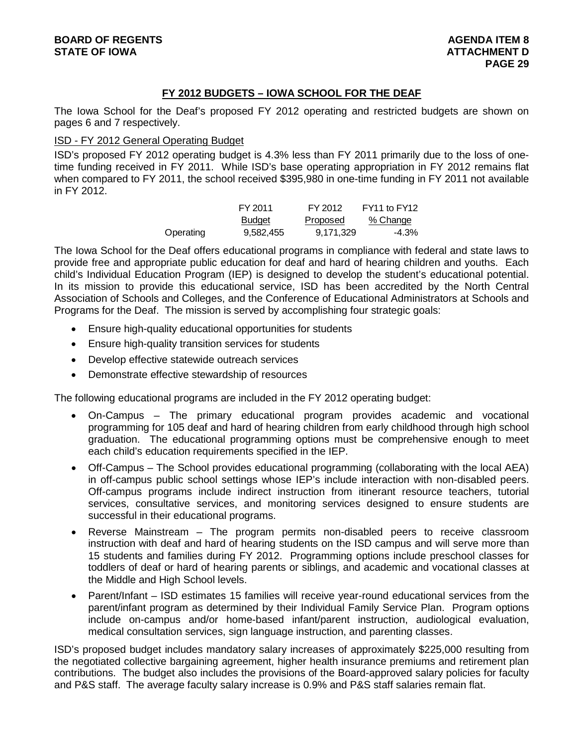## FY 2012 BUDGETS – IOWA SCHOOL FOR THE DEAF

The Iowa School for the Deaf's proposed FY 2012 operating and restricted budgets are shown on pages 6 and 7 respectively.

### ISD - FY 2012 General Operating Budget

ISD's proposed FY 2012 operating budget is 4.3% less than FY 2011 primarily due to the loss of one-time funding received in FY 2011. While ISD's base operating appropriation in FY 2012 remains flat when compared to FY 2011, the school received $395,980 in one-time funding in FY 2011 not available in FY 2012.

| | FY 2011 Budget | FY 2012 Proposed | FY11 to FY12 % Change |
|---|---|---|---|
| Operating | 9,582,455 | 9,171,329 | -4.3% |

The Iowa School for the Deaf offers educational programs in compliance with federal and state laws to provide free and appropriate public education for deaf and hard of hearing children and youths. Each child's Individual Education Program (IEP) is designed to develop the student's educational potential. In its mission to provide this educational service, ISD has been accredited by the North Central Association of Schools and Colleges, and the Conference of Educational Administrators at Schools and Programs for the Deaf. The mission is served by accomplishing four strategic goals:

- Ensure high-quality educational opportunities for students
- Ensure high-quality transition services for students
- Develop effective statewide outreach services
- Demonstrate effective stewardship of resources

The following educational programs are included in the FY 2012 operating budget:

- On-Campus – The primary educational program provides academic and vocational programming for 105 deaf and hard of hearing children from early childhood through high school graduation. The educational programming options must be comprehensive enough to meet each child's education requirements specified in the IEP.
- Off-Campus – The School provides educational programming (collaborating with the local AEA) in off-campus public school settings whose IEP's include interaction with non-disabled peers. Off-campus programs include indirect instruction from itinerant resource teachers, tutorial services, consultative services, and monitoring services designed to ensure students are successful in their educational programs.
- Reverse Mainstream – The program permits non-disabled peers to receive classroom instruction with deaf and hard of hearing students on the ISD campus and will serve more than 15 students and families during FY 2012. Programming options include preschool classes for toddlers of deaf or hard of hearing parents or siblings, and academic and vocational classes at the Middle and High School levels.
- Parent/Infant – ISD estimates 15 families will receive year-round educational services from the parent/infant program as determined by their Individual Family Service Plan. Program options include on-campus and/or home-based infant/parent instruction, audiological evaluation, medical consultation services, sign language instruction, and parenting classes.

ISD's proposed budget includes mandatory salary increases of approximately $225,000 resulting from the negotiated collective bargaining agreement, higher health insurance premiums and retirement plan contributions. The budget also includes the provisions of the Board-approved salary policies for faculty and P&S staff. The average faculty salary increase is 0.9% and P&S staff salaries remain flat.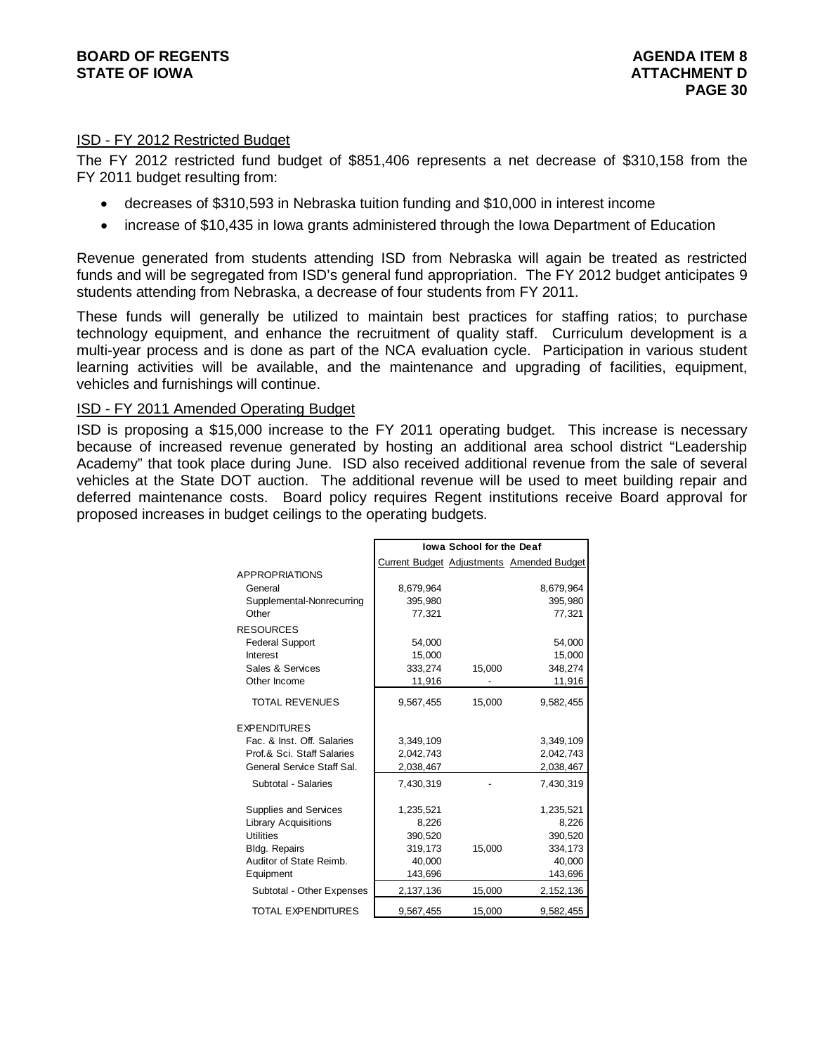### ISD - FY 2012 Restricted Budget

The FY 2012 restricted fund budget of $851,406 represents a net decrease of $310,158 from the FY 2011 budget resulting from:

- decreases of $310,593 in Nebraska tuition funding and $10,000 in interest income
- increase of $10,435 in Iowa grants administered through the Iowa Department of Education

Revenue generated from students attending ISD from Nebraska will again be treated as restricted funds and will be segregated from ISD's general fund appropriation. The FY 2012 budget anticipates 9 students attending from Nebraska, a decrease of four students from FY 2011.

These funds will generally be utilized to maintain best practices for staffing ratios; to purchase technology equipment, and enhance the recruitment of quality staff. Curriculum development is a multi-year process and is done as part of the NCA evaluation cycle. Participation in various student learning activities will be available, and the maintenance and upgrading of facilities, equipment, vehicles and furnishings will continue.

### ISD - FY 2011 Amended Operating Budget

ISD is proposing a $15,000 increase to the FY 2011 operating budget. This increase is necessary because of increased revenue generated by hosting an additional area school district "Leadership Academy" that took place during June. ISD also received additional revenue from the sale of several vehicles at the State DOT auction. The additional revenue will be used to meet building repair and deferred maintenance costs. Board policy requires Regent institutions receive Board approval for proposed increases in budget ceilings to the operating budgets.

| | Iowa School for the Deaf | | |
|---|---|---|---|
| | Current Budget | Adjustments | Amended Budget |
| APPROPRIATIONS | | | |
| General | 8,679,964 | | 8,679,964 |
| Supplemental-Nonrecurring | 395,980 | | 395,980 |
| Other | 77,321 | | 77,321 |
| RESOURCES | | | |
| Federal Support | 54,000 | | 54,000 |
| Interest | 15,000 | | 15,000 |
| Sales & Services | 333,274 | 15,000 | 348,274 |
| Other Income | 11,916 | - | 11,916 |
| TOTAL REVENUES | 9,567,455 | 15,000 | 9,582,455 |
| EXPENDITURES | | | |
| Fac. & Inst. Off. Salaries | 3,349,109 | | 3,349,109 |
| Prof.& Sci. Staff Salaries | 2,042,743 | | 2,042,743 |
| General Service Staff Sal. | 2,038,467 | | 2,038,467 |
| Subtotal - Salaries | 7,430,319 | - | 7,430,319 |
| Supplies and Services | 1,235,521 | | 1,235,521 |
| Library Acquisitions | 8,226 | | 8,226 |
| Utilities | 390,520 | | 390,520 |
| Bldg. Repairs | 319,173 | 15,000 | 334,173 |
| Auditor of State Reimb. | 40,000 | | 40,000 |
| Equipment | 143,696 | | 143,696 |
| Subtotal - Other Expenses | 2,137,136 | 15,000 | 2,152,136 |
| TOTAL EXPENDITURES | 9,567,455 | 15,000 | 9,582,455 |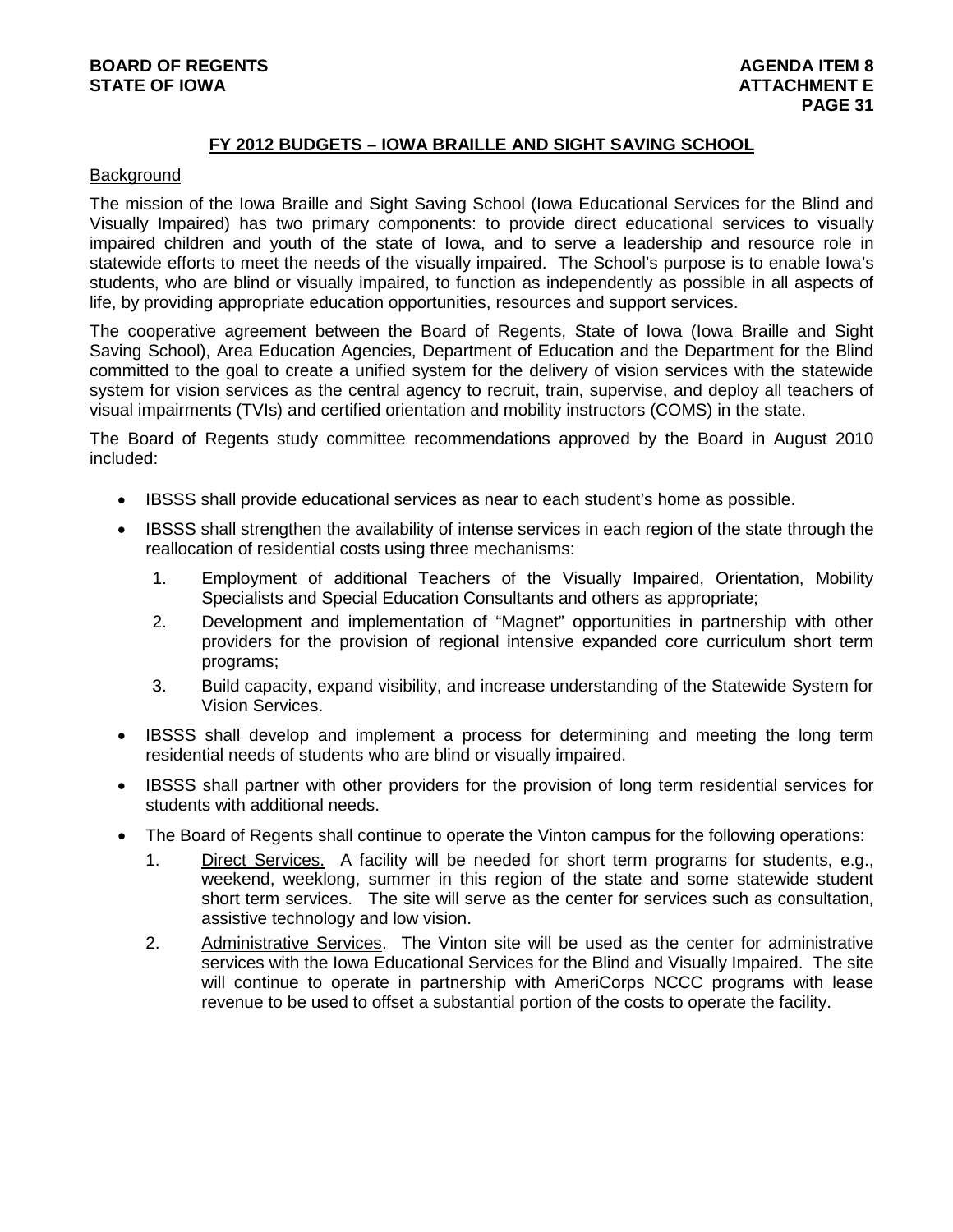## FY 2012 BUDGETS – IOWA BRAILLE AND SIGHT SAVING SCHOOL

Background

The mission of the Iowa Braille and Sight Saving School (Iowa Educational Services for the Blind and Visually Impaired) has two primary components: to provide direct educational services to visually impaired children and youth of the state of Iowa, and to serve a leadership and resource role in statewide efforts to meet the needs of the visually impaired. The School's purpose is to enable Iowa's students, who are blind or visually impaired, to function as independently as possible in all aspects of life, by providing appropriate education opportunities, resources and support services.

The cooperative agreement between the Board of Regents, State of Iowa (Iowa Braille and Sight Saving School), Area Education Agencies, Department of Education and the Department for the Blind committed to the goal to create a unified system for the delivery of vision services with the statewide system for vision services as the central agency to recruit, train, supervise, and deploy all teachers of visual impairments (TVIs) and certified orientation and mobility instructors (COMS) in the state.

The Board of Regents study committee recommendations approved by the Board in August 2010 included:

- IBSSS shall provide educational services as near to each student's home as possible.
- IBSSS shall strengthen the availability of intense services in each region of the state through the reallocation of residential costs using three mechanisms:
  1. Employment of additional Teachers of the Visually Impaired, Orientation, Mobility Specialists and Special Education Consultants and others as appropriate;
  2. Development and implementation of "Magnet" opportunities in partnership with other providers for the provision of regional intensive expanded core curriculum short term programs;
  3. Build capacity, expand visibility, and increase understanding of the Statewide System for Vision Services.
- IBSSS shall develop and implement a process for determining and meeting the long term residential needs of students who are blind or visually impaired.
- IBSSS shall partner with other providers for the provision of long term residential services for students with additional needs.
- The Board of Regents shall continue to operate the Vinton campus for the following operations:
  1. Direct Services. A facility will be needed for short term programs for students, e.g., weekend, weeklong, summer in this region of the state and some statewide student short term services. The site will serve as the center for services such as consultation, assistive technology and low vision.
  2. Administrative Services. The Vinton site will be used as the center for administrative services with the Iowa Educational Services for the Blind and Visually Impaired. The site will continue to operate in partnership with AmeriCorps NCCC programs with lease revenue to be used to offset a substantial portion of the costs to operate the facility.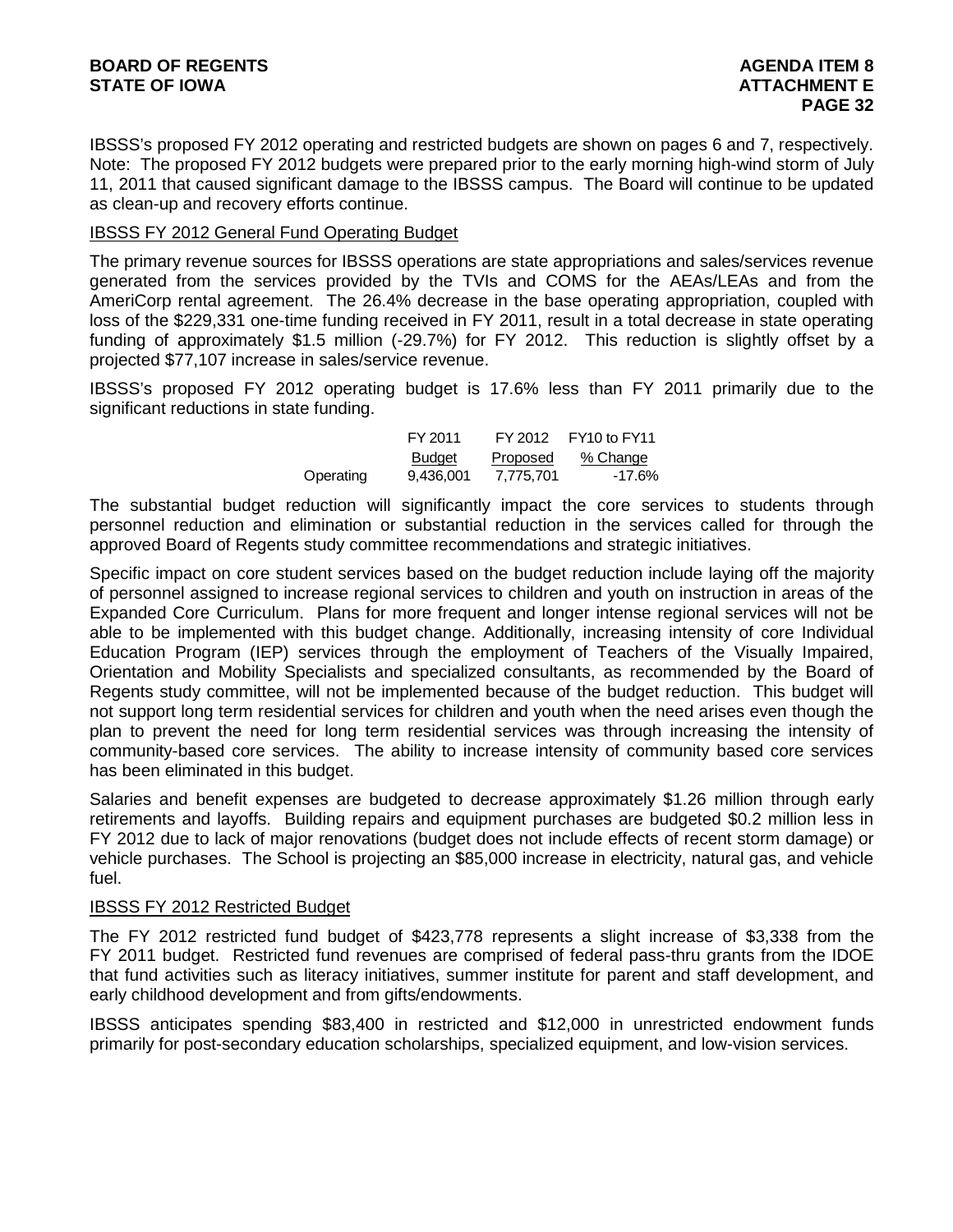IBSSS's proposed FY 2012 operating and restricted budgets are shown on pages 6 and 7, respectively. Note: The proposed FY 2012 budgets were prepared prior to the early morning high-wind storm of July 11, 2011 that caused significant damage to the IBSSS campus. The Board will continue to be updated as clean-up and recovery efforts continue.

## IBSSS FY 2012 General Fund Operating Budget

The primary revenue sources for IBSSS operations are state appropriations and sales/services revenue generated from the services provided by the TVIs and COMS for the AEAs/LEAs and from the AmeriCorp rental agreement. The 26.4% decrease in the base operating appropriation, coupled with loss of the $229,331 one-time funding received in FY 2011, result in a total decrease in state operating funding of approximately $1.5 million (-29.7%) for FY 2012. This reduction is slightly offset by a projected $77,107 increase in sales/service revenue.

IBSSS's proposed FY 2012 operating budget is 17.6% less than FY 2011 primarily due to the significant reductions in state funding.

| | FY 2011 Budget | FY 2012 Proposed | FY10 to FY11 % Change |
|---|---|---|---|
| Operating | 9,436,001 | 7,775,701 | -17.6% |

The substantial budget reduction will significantly impact the core services to students through personnel reduction and elimination or substantial reduction in the services called for through the approved Board of Regents study committee recommendations and strategic initiatives.

Specific impact on core student services based on the budget reduction include laying off the majority of personnel assigned to increase regional services to children and youth on instruction in areas of the Expanded Core Curriculum. Plans for more frequent and longer intense regional services will not be able to be implemented with this budget change. Additionally, increasing intensity of core Individual Education Program (IEP) services through the employment of Teachers of the Visually Impaired, Orientation and Mobility Specialists and specialized consultants, as recommended by the Board of Regents study committee, will not be implemented because of the budget reduction. This budget will not support long term residential services for children and youth when the need arises even though the plan to prevent the need for long term residential services was through increasing the intensity of community-based core services. The ability to increase intensity of community based core services has been eliminated in this budget.

Salaries and benefit expenses are budgeted to decrease approximately $1.26 million through early retirements and layoffs. Building repairs and equipment purchases are budgeted $0.2 million less in FY 2012 due to lack of major renovations (budget does not include effects of recent storm damage) or vehicle purchases. The School is projecting an $85,000 increase in electricity, natural gas, and vehicle fuel.

## IBSSS FY 2012 Restricted Budget

The FY 2012 restricted fund budget of $423,778 represents a slight increase of $3,338 from the FY 2011 budget. Restricted fund revenues are comprised of federal pass-thru grants from the IDOE that fund activities such as literacy initiatives, summer institute for parent and staff development, and early childhood development and from gifts/endowments.

IBSSS anticipates spending $83,400 in restricted and $12,000 in unrestricted endowment funds primarily for post-secondary education scholarships, specialized equipment, and low-vision services.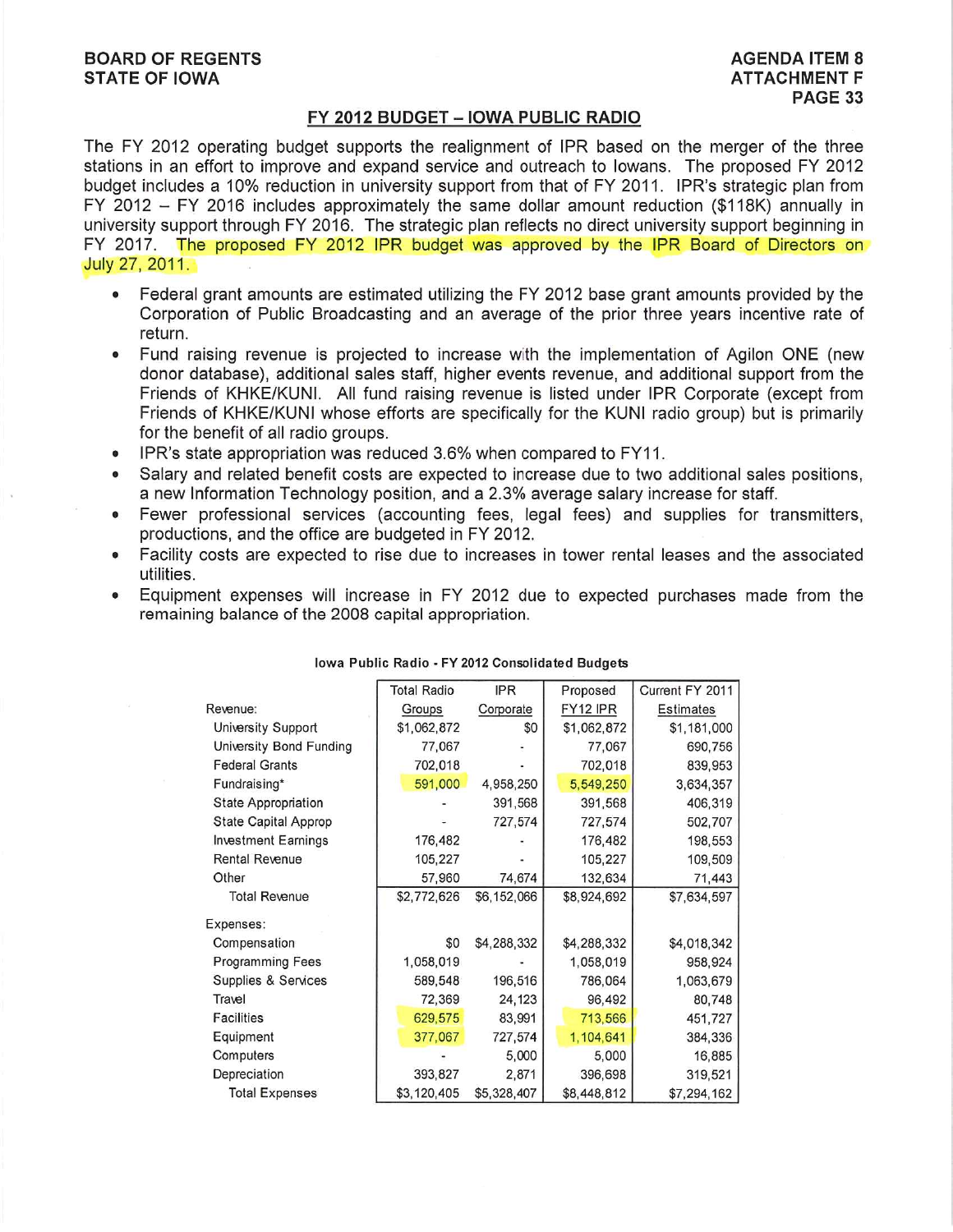BOARD OF REGENTS
STATE OF IOWA

AGENDA ITEM 8
ATTACHMENT F
PAGE 33

## FY 2012 BUDGET – IOWA PUBLIC RADIO

The FY 2012 operating budget supports the realignment of IPR based on the merger of the three stations in an effort to improve and expand service and outreach to Iowans. The proposed FY 2012 budget includes a 10% reduction in university support from that of FY 2011. IPR's strategic plan from FY 2012 – FY 2016 includes approximately the same dollar amount reduction ($118K) annually in university support through FY 2016. The strategic plan reflects no direct university support beginning in FY 2017. The proposed FY 2012 IPR budget was approved by the IPR Board of Directors on July 27, 2011.

- Federal grant amounts are estimated utilizing the FY 2012 base grant amounts provided by the Corporation of Public Broadcasting and an average of the prior three years incentive rate of return.
- Fund raising revenue is projected to increase with the implementation of Agilon ONE (new donor database), additional sales staff, higher events revenue, and additional support from the Friends of KHKE/KUNI. All fund raising revenue is listed under IPR Corporate (except from Friends of KHKE/KUNI whose efforts are specifically for the KUNI radio group) but is primarily for the benefit of all radio groups.
- IPR's state appropriation was reduced 3.6% when compared to FY11.
- Salary and related benefit costs are expected to increase due to two additional sales positions, a new Information Technology position, and a 2.3% average salary increase for staff.
- Fewer professional services (accounting fees, legal fees) and supplies for transmitters, productions, and the office are budgeted in FY 2012.
- Facility costs are expected to rise due to increases in tower rental leases and the associated utilities.
- Equipment expenses will increase in FY 2012 due to expected purchases made from the remaining balance of the 2008 capital appropriation.

**Iowa Public Radio - FY 2012 Consolidated Budgets**

| | Total Radio Groups | IPR Corporate | Proposed FY12 IPR | Current FY 2011 Estimates |
|---|---|---|---|---|
| Revenue: | | | | |
| University Support | $1,062,872 | $0 | $1,062,872 | $1,181,000 |
| University Bond Funding | 77,067 | - | 77,067 | 690,756 |
| Federal Grants | 702,018 | - | 702,018 | 839,953 |
| Fundraising* | 591,000 | 4,958,250 | 5,549,250 | 3,634,357 |
| State Appropriation | - | 391,568 | 391,568 | 406,319 |
| State Capital Approp | - | 727,574 | 727,574 | 502,707 |
| Investment Earnings | 176,482 | - | 176,482 | 198,553 |
| Rental Revenue | 105,227 | - | 105,227 | 109,509 |
| Other | 57,960 | 74,674 | 132,634 | 71,443 |
| Total Revenue | $2,772,626 | $6,152,066 | $8,924,692 | $7,634,597 |
| Expenses: | | | | |
| Compensation | $0 | $4,288,332 | $4,288,332 | $4,018,342 |
| Programming Fees | 1,058,019 | - | 1,058,019 | 958,924 |
| Supplies & Services | 589,548 | 196,516 | 786,064 | 1,063,679 |
| Travel | 72,369 | 24,123 | 96,492 | 80,748 |
| Facilities | 629,575 | 83,991 | 713,566 | 451,727 |
| Equipment | 377,067 | 727,574 | 1,104,641 | 384,336 |
| Computers | - | 5,000 | 5,000 | 16,885 |
| Depreciation | 393,827 | 2,871 | 396,698 | 319,521 |
| Total Expenses | $3,120,405 | $5,328,407 | $8,448,812 | $7,294,162 |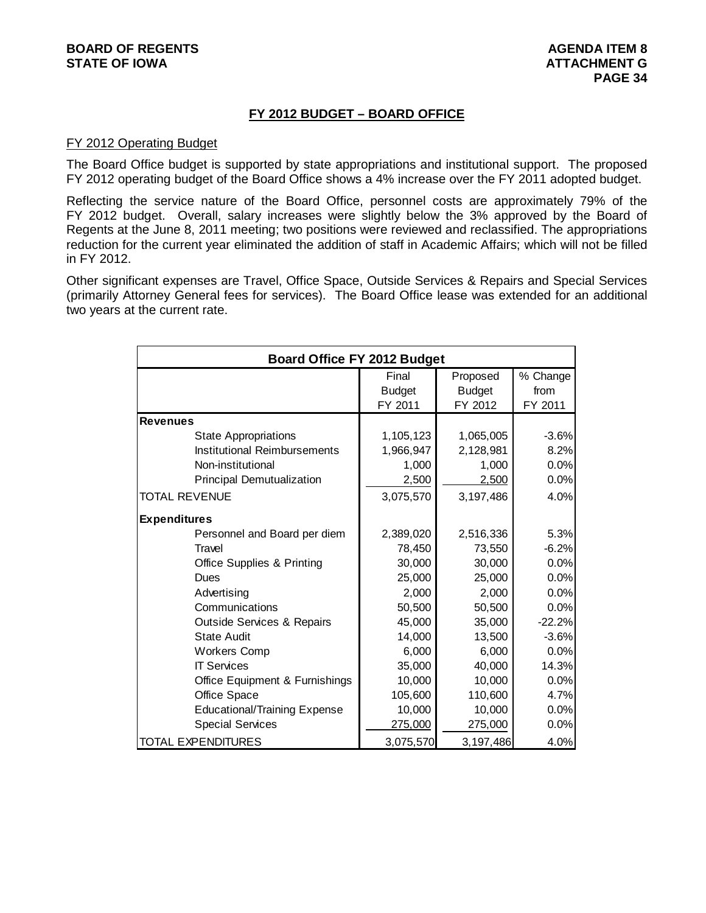## FY 2012 BUDGET – BOARD OFFICE

FY 2012 Operating Budget

The Board Office budget is supported by state appropriations and institutional support. The proposed FY 2012 operating budget of the Board Office shows a 4% increase over the FY 2011 adopted budget.

Reflecting the service nature of the Board Office, personnel costs are approximately 79% of the FY 2012 budget. Overall, salary increases were slightly below the 3% approved by the Board of Regents at the June 8, 2011 meeting; two positions were reviewed and reclassified. The appropriations reduction for the current year eliminated the addition of staff in Academic Affairs; which will not be filled in FY 2012.

Other significant expenses are Travel, Office Space, Outside Services & Repairs and Special Services (primarily Attorney General fees for services). The Board Office lease was extended for an additional two years at the current rate.

| Board Office FY 2012 Budget | Final Budget FY 2011 | Proposed Budget FY 2012 | % Change from FY 2011 |
|---|---|---|---|
| **Revenues** | | | |
| State Appropriations | 1,105,123 | 1,065,005 | -3.6% |
| Institutional Reimbursements | 1,966,947 | 2,128,981 | 8.2% |
| Non-institutional | 1,000 | 1,000 | 0.0% |
| Principal Demutualization | 2,500 | 2,500 | 0.0% |
| TOTAL REVENUE | 3,075,570 | 3,197,486 | 4.0% |
| **Expenditures** | | | |
| Personnel and Board per diem | 2,389,020 | 2,516,336 | 5.3% |
| Travel | 78,450 | 73,550 | -6.2% |
| Office Supplies & Printing | 30,000 | 30,000 | 0.0% |
| Dues | 25,000 | 25,000 | 0.0% |
| Advertising | 2,000 | 2,000 | 0.0% |
| Communications | 50,500 | 50,500 | 0.0% |
| Outside Services & Repairs | 45,000 | 35,000 | -22.2% |
| State Audit | 14,000 | 13,500 | -3.6% |
| Workers Comp | 6,000 | 6,000 | 0.0% |
| IT Services | 35,000 | 40,000 | 14.3% |
| Office Equipment & Furnishings | 10,000 | 10,000 | 0.0% |
| Office Space | 105,600 | 110,600 | 4.7% |
| Educational/Training Expense | 10,000 | 10,000 | 0.0% |
| Special Services | 275,000 | 275,000 | 0.0% |
| TOTAL EXPENDITURES | 3,075,570 | 3,197,486 | 4.0% |